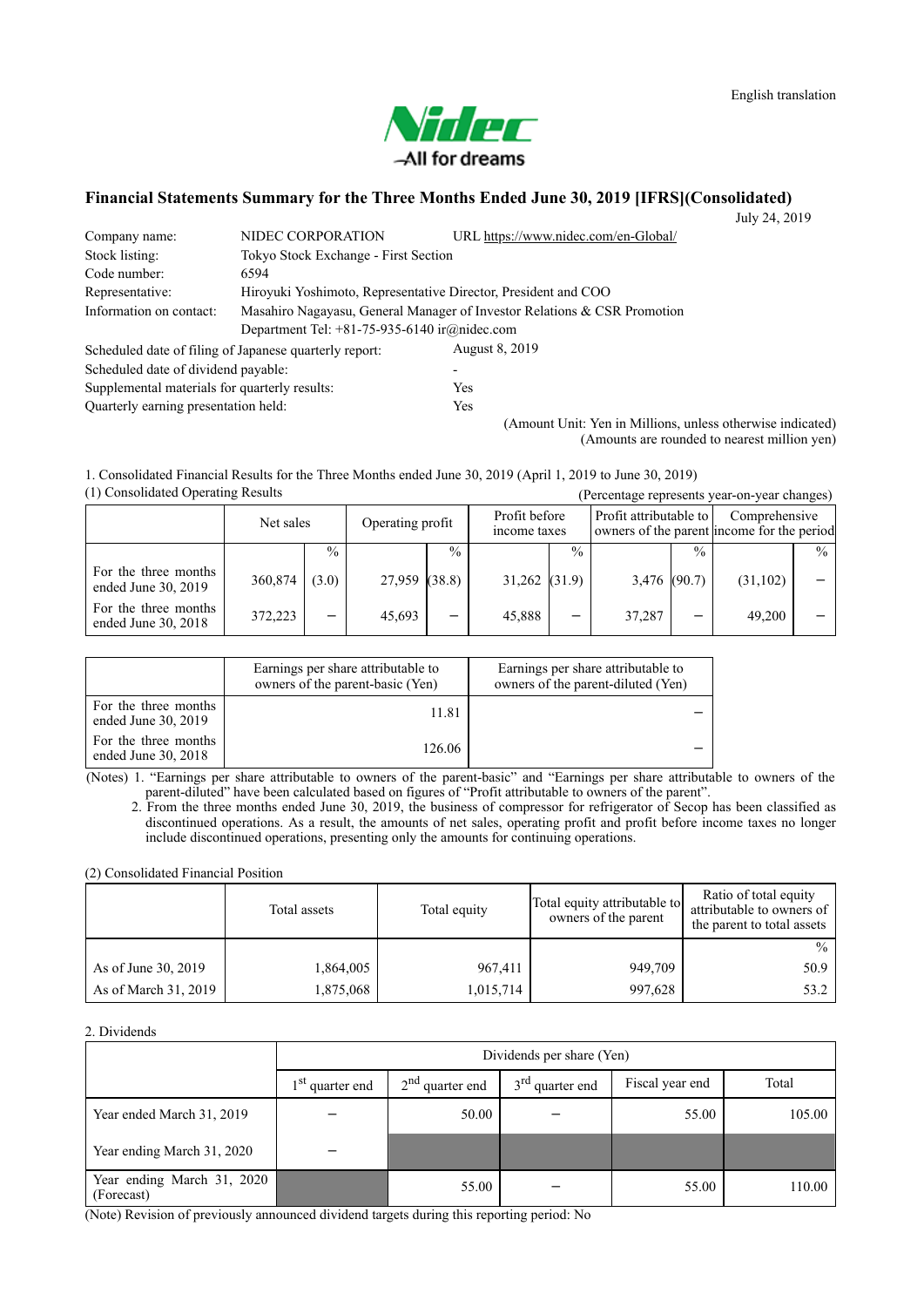English translation

Nidec
All for dreams

# Financial Statements Summary for the Three Months Ended June 30, 2019 [IFRS](Consolidated)

July 24, 2019

| | | |
|---|---|---|
| Company name: | NIDEC CORPORATION | URL https://www.nidec.com/en-Global/ |
| Stock listing: | Tokyo Stock Exchange - First Section | |
| Code number: | 6594 | |
| Representative: | Hiroyuki Yoshimoto, Representative Director, President and COO | |
| Information on contact: | Masahiro Nagayasu, General Manager of Investor Relations & CSR Promotion Department Tel: +81-75-935-6140 ir@nidec.com | |

| | |
|---|---|
| Scheduled date of filing of Japanese quarterly report: | August 8, 2019 |
| Scheduled date of dividend payable: | - |
| Supplemental materials for quarterly results: | Yes |
| Quarterly earning presentation held: | Yes |

(Amount Unit: Yen in Millions, unless otherwise indicated)
(Amounts are rounded to nearest million yen)

1. Consolidated Financial Results for the Three Months ended June 30, 2019 (April 1, 2019 to June 30, 2019)

(1) Consolidated Operating Results

(Percentage represents year-on-year changes)

| | Net sales | | Operating profit | | Profit before income taxes | | Profit attributable to owners of the parent | | Comprehensive income for the period | |
|---|---|---|---|---|---|---|---|---|---|---|
| | | % | | % | | % | | % | | % |
| For the three months ended June 30, 2019 | 360,874 | (3.0) | 27,959 | (38.8) | 31,262 | (31.9) | 3,476 | (90.7) | (31,102) | – |
| For the three months ended June 30, 2018 | 372,223 | – | 45,693 | – | 45,888 | – | 37,287 | – | 49,200 | – |

| | Earnings per share attributable to owners of the parent-basic (Yen) | Earnings per share attributable to owners of the parent-diluted (Yen) |
|---|---|---|
| For the three months ended June 30, 2019 | 11.81 | – |
| For the three months ended June 30, 2018 | 126.06 | – |

(Notes) 1. "Earnings per share attributable to owners of the parent-basic" and "Earnings per share attributable to owners of the parent-diluted" have been calculated based on figures of "Profit attributable to owners of the parent".

2. From the three months ended June 30, 2019, the business of compressor for refrigerator of Secop has been classified as discontinued operations. As a result, the amounts of net sales, operating profit and profit before income taxes no longer include discontinued operations, presenting only the amounts for continuing operations.

(2) Consolidated Financial Position

| | Total assets | Total equity | Total equity attributable to owners of the parent | Ratio of total equity attributable to owners of the parent to total assets |
|---|---|---|---|---|
| | | | | % |
| As of June 30, 2019 | 1,864,005 | 967,411 | 949,709 | 50.9 |
| As of March 31, 2019 | 1,875,068 | 1,015,714 | 997,628 | 53.2 |

2. Dividends

| | Dividends per share (Yen) | | | | |
|---|---|---|---|---|---|
| | 1st quarter end | 2nd quarter end | 3rd quarter end | Fiscal year end | Total |
| Year ended March 31, 2019 | – | 50.00 | – | 55.00 | 105.00 |
| Year ending March 31, 2020 | – | | | | |
| Year ending March 31, 2020 (Forecast) | | 55.00 | – | 55.00 | 110.00 |

(Note) Revision of previously announced dividend targets during this reporting period: No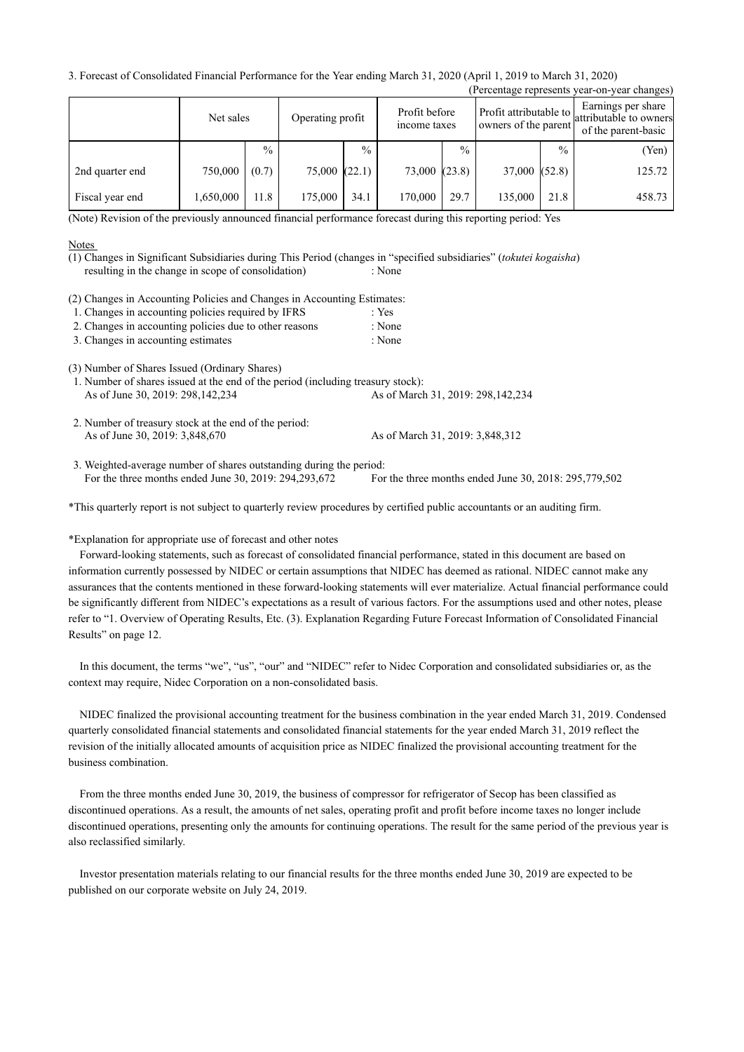3. Forecast of Consolidated Financial Performance for the Year ending March 31, 2020 (April 1, 2019 to March 31, 2020)

(Percentage represents year-on-year changes)

| | Net sales | | Operating profit | | Profit before income taxes | | Profit attributable to owners of the parent | | Earnings per share attributable to owners of the parent-basic |
|---|---|---|---|---|---|---|---|---|---|
| | | % | | % | | % | | % | (Yen) |
| 2nd quarter end | 750,000 | (0.7) | 75,000 | (22.1) | 73,000 | (23.8) | 37,000 | (52.8) | 125.72 |
| Fiscal year end | 1,650,000 | 11.8 | 175,000 | 34.1 | 170,000 | 29.7 | 135,000 | 21.8 | 458.73 |

(Note) Revision of the previously announced financial performance forecast during this reporting period: Yes

Notes

(1) Changes in Significant Subsidiaries during This Period (changes in "specified subsidiaries" (*tokutei kogaisha*) resulting in the change in scope of consolidation) : None

(2) Changes in Accounting Policies and Changes in Accounting Estimates:

1. Changes in accounting policies required by IFRS : Yes
2. Changes in accounting policies due to other reasons : None
3. Changes in accounting estimates : None

(3) Number of Shares Issued (Ordinary Shares)

1. Number of shares issued at the end of the period (including treasury stock):
   As of June 30, 2019: 298,142,234 As of March 31, 2019: 298,142,234

2. Number of treasury stock at the end of the period:
   As of June 30, 2019: 3,848,670 As of March 31, 2019: 3,848,312

3. Weighted-average number of shares outstanding during the period:
   For the three months ended June 30, 2019: 294,293,672 For the three months ended June 30, 2018: 295,779,502

*This quarterly report is not subject to quarterly review procedures by certified public accountants or an auditing firm.

*Explanation for appropriate use of forecast and other notes

Forward-looking statements, such as forecast of consolidated financial performance, stated in this document are based on information currently possessed by NIDEC or certain assumptions that NIDEC has deemed as rational. NIDEC cannot make any assurances that the contents mentioned in these forward-looking statements will ever materialize. Actual financial performance could be significantly different from NIDEC's expectations as a result of various factors. For the assumptions used and other notes, please refer to "1. Overview of Operating Results, Etc. (3). Explanation Regarding Future Forecast Information of Consolidated Financial Results" on page 12.

In this document, the terms "we", "us", "our" and "NIDEC" refer to Nidec Corporation and consolidated subsidiaries or, as the context may require, Nidec Corporation on a non-consolidated basis.

NIDEC finalized the provisional accounting treatment for the business combination in the year ended March 31, 2019. Condensed quarterly consolidated financial statements and consolidated financial statements for the year ended March 31, 2019 reflect the revision of the initially allocated amounts of acquisition price as NIDEC finalized the provisional accounting treatment for the business combination.

From the three months ended June 30, 2019, the business of compressor for refrigerator of Secop has been classified as discontinued operations. As a result, the amounts of net sales, operating profit and profit before income taxes no longer include discontinued operations, presenting only the amounts for continuing operations. The result for the same period of the previous year is also reclassified similarly.

Investor presentation materials relating to our financial results for the three months ended June 30, 2019 are expected to be published on our corporate website on July 24, 2019.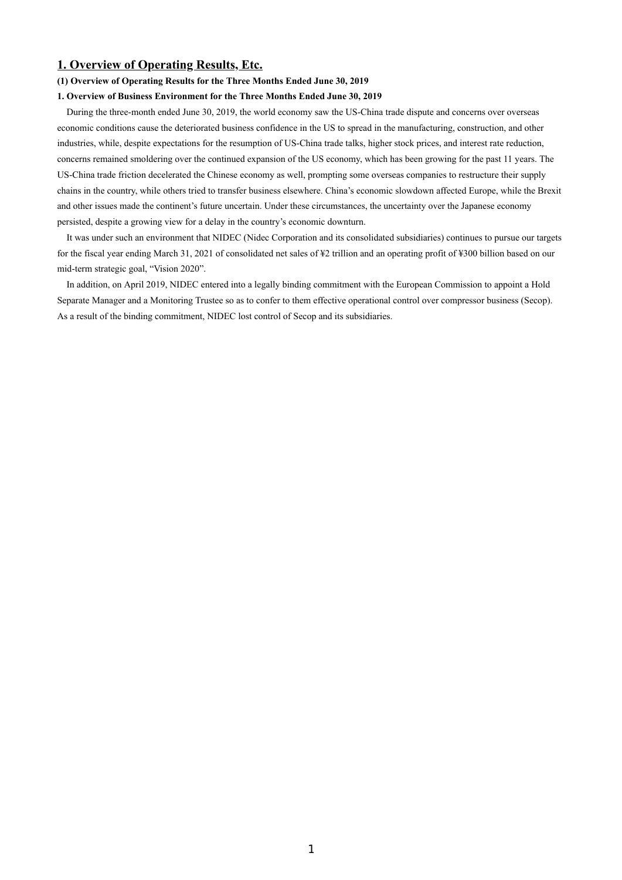# 1. Overview of Operating Results, Etc.

### (1) Overview of Operating Results for the Three Months Ended June 30, 2019

#### 1. Overview of Business Environment for the Three Months Ended June 30, 2019

During the three-month ended June 30, 2019, the world economy saw the US-China trade dispute and concerns over overseas economic conditions cause the deteriorated business confidence in the US to spread in the manufacturing, construction, and other industries, while, despite expectations for the resumption of US-China trade talks, higher stock prices, and interest rate reduction, concerns remained smoldering over the continued expansion of the US economy, which has been growing for the past 11 years. The US-China trade friction decelerated the Chinese economy as well, prompting some overseas companies to restructure their supply chains in the country, while others tried to transfer business elsewhere. China's economic slowdown affected Europe, while the Brexit and other issues made the continent's future uncertain. Under these circumstances, the uncertainty over the Japanese economy persisted, despite a growing view for a delay in the country's economic downturn.

It was under such an environment that NIDEC (Nidec Corporation and its consolidated subsidiaries) continues to pursue our targets for the fiscal year ending March 31, 2021 of consolidated net sales of ¥2 trillion and an operating profit of ¥300 billion based on our mid-term strategic goal, "Vision 2020".

In addition, on April 2019, NIDEC entered into a legally binding commitment with the European Commission to appoint a Hold Separate Manager and a Monitoring Trustee so as to confer to them effective operational control over compressor business (Secop). As a result of the binding commitment, NIDEC lost control of Secop and its subsidiaries.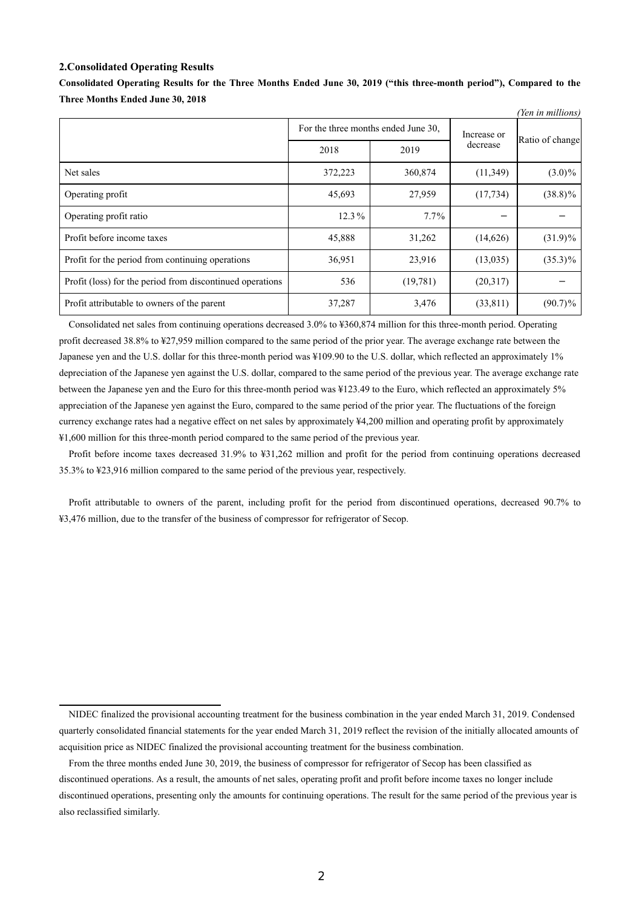**2.Consolidated Operating Results**

**Consolidated Operating Results for the Three Months Ended June 30, 2019 ("this three-month period"), Compared to the Three Months Ended June 30, 2018**

*(Yen in millions)*

| | For the three months ended June 30, | | Increase or decrease | Ratio of change |
|---|---|---|---|---|
| | 2018 | 2019 | | |
| Net sales | 372,223 | 360,874 | (11,349) | (3.0)% |
| Operating profit | 45,693 | 27,959 | (17,734) | (38.8)% |
| Operating profit ratio | 12.3% | 7.7% | − | − |
| Profit before income taxes | 45,888 | 31,262 | (14,626) | (31.9)% |
| Profit for the period from continuing operations | 36,951 | 23,916 | (13,035) | (35.3)% |
| Profit (loss) for the period from discontinued operations | 536 | (19,781) | (20,317) | − |
| Profit attributable to owners of the parent | 37,287 | 3,476 | (33,811) | (90.7)% |

Consolidated net sales from continuing operations decreased 3.0% to ¥360,874 million for this three-month period. Operating profit decreased 38.8% to ¥27,959 million compared to the same period of the prior year. The average exchange rate between the Japanese yen and the U.S. dollar for this three-month period was ¥109.90 to the U.S. dollar, which reflected an approximately 1% depreciation of the Japanese yen against the U.S. dollar, compared to the same period of the previous year. The average exchange rate between the Japanese yen and the Euro for this three-month period was ¥123.49 to the Euro, which reflected an approximately 5% appreciation of the Japanese yen against the Euro, compared to the same period of the prior year. The fluctuations of the foreign currency exchange rates had a negative effect on net sales by approximately ¥4,200 million and operating profit by approximately ¥1,600 million for this three-month period compared to the same period of the previous year.

Profit before income taxes decreased 31.9% to ¥31,262 million and profit for the period from continuing operations decreased 35.3% to ¥23,916 million compared to the same period of the previous year, respectively.

Profit attributable to owners of the parent, including profit for the period from discontinued operations, decreased 90.7% to ¥3,476 million, due to the transfer of the business of compressor for refrigerator of Secop.

---

NIDEC finalized the provisional accounting treatment for the business combination in the year ended March 31, 2019. Condensed quarterly consolidated financial statements for the year ended March 31, 2019 reflect the revision of the initially allocated amounts of acquisition price as NIDEC finalized the provisional accounting treatment for the business combination.

From the three months ended June 30, 2019, the business of compressor for refrigerator of Secop has been classified as discontinued operations. As a result, the amounts of net sales, operating profit and profit before income taxes no longer include discontinued operations, presenting only the amounts for continuing operations. The result for the same period of the previous year is also reclassified similarly.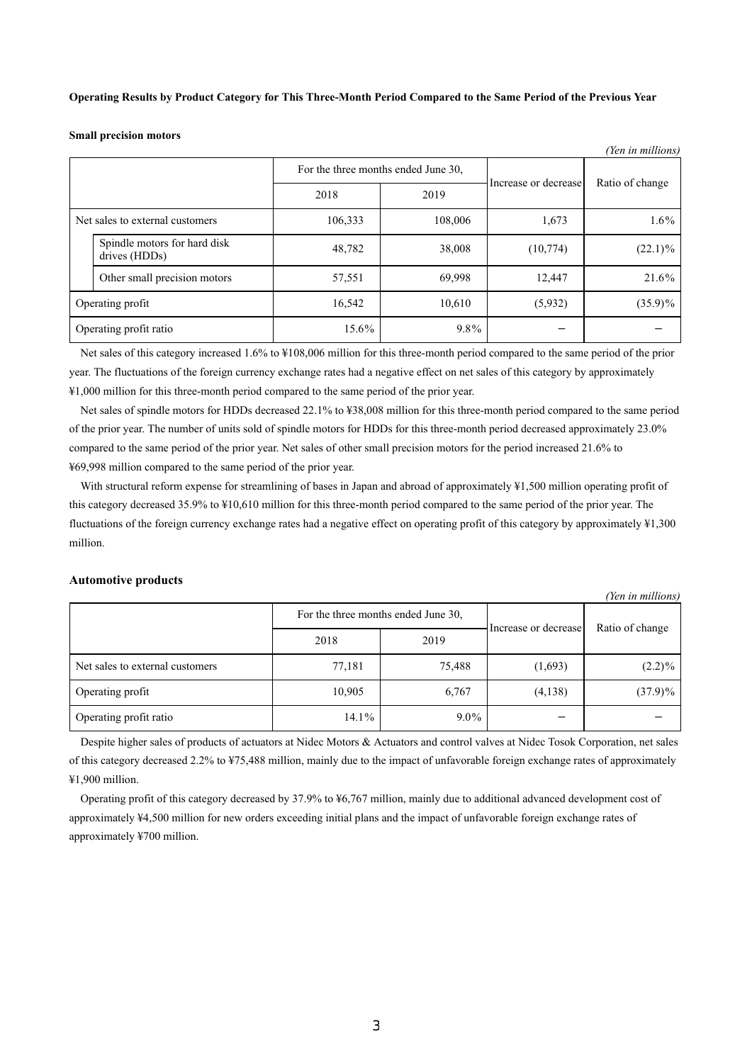**Operating Results by Product Category for This Three-Month Period Compared to the Same Period of the Previous Year**

**Small precision motors**

*(Yen in millions)*

| | For the three months ended June 30, | | Increase or decrease | Ratio of change |
|---|---|---|---|---|
| | 2018 | 2019 | | |
| Net sales to external customers | 106,333 | 108,006 | 1,673 | 1.6% |
| Spindle motors for hard disk drives (HDDs) | 48,782 | 38,008 | (10,774) | (22.1)% |
| Other small precision motors | 57,551 | 69,998 | 12,447 | 21.6% |
| Operating profit | 16,542 | 10,610 | (5,932) | (35.9)% |
| Operating profit ratio | 15.6% | 9.8% | − | − |

Net sales of this category increased 1.6% to ¥108,006 million for this three-month period compared to the same period of the prior year. The fluctuations of the foreign currency exchange rates had a negative effect on net sales of this category by approximately ¥1,000 million for this three-month period compared to the same period of the prior year.

Net sales of spindle motors for HDDs decreased 22.1% to ¥38,008 million for this three-month period compared to the same period of the prior year. The number of units sold of spindle motors for HDDs for this three-month period decreased approximately 23.0% compared to the same period of the prior year. Net sales of other small precision motors for the period increased 21.6% to ¥69,998 million compared to the same period of the prior year.

With structural reform expense for streamlining of bases in Japan and abroad of approximately ¥1,500 million operating profit of this category decreased 35.9% to ¥10,610 million for this three-month period compared to the same period of the prior year. The fluctuations of the foreign currency exchange rates had a negative effect on operating profit of this category by approximately ¥1,300 million.

**Automotive products**

*(Yen in millions)*

| | For the three months ended June 30, | | Increase or decrease | Ratio of change |
|---|---|---|---|---|
| | 2018 | 2019 | | |
| Net sales to external customers | 77,181 | 75,488 | (1,693) | (2.2)% |
| Operating profit | 10,905 | 6,767 | (4,138) | (37.9)% |
| Operating profit ratio | 14.1% | 9.0% | − | − |

Despite higher sales of products of actuators at Nidec Motors & Actuators and control valves at Nidec Tosok Corporation, net sales of this category decreased 2.2% to ¥75,488 million, mainly due to the impact of unfavorable foreign exchange rates of approximately ¥1,900 million.

Operating profit of this category decreased by 37.9% to ¥6,767 million, mainly due to additional advanced development cost of approximately ¥4,500 million for new orders exceeding initial plans and the impact of unfavorable foreign exchange rates of approximately ¥700 million.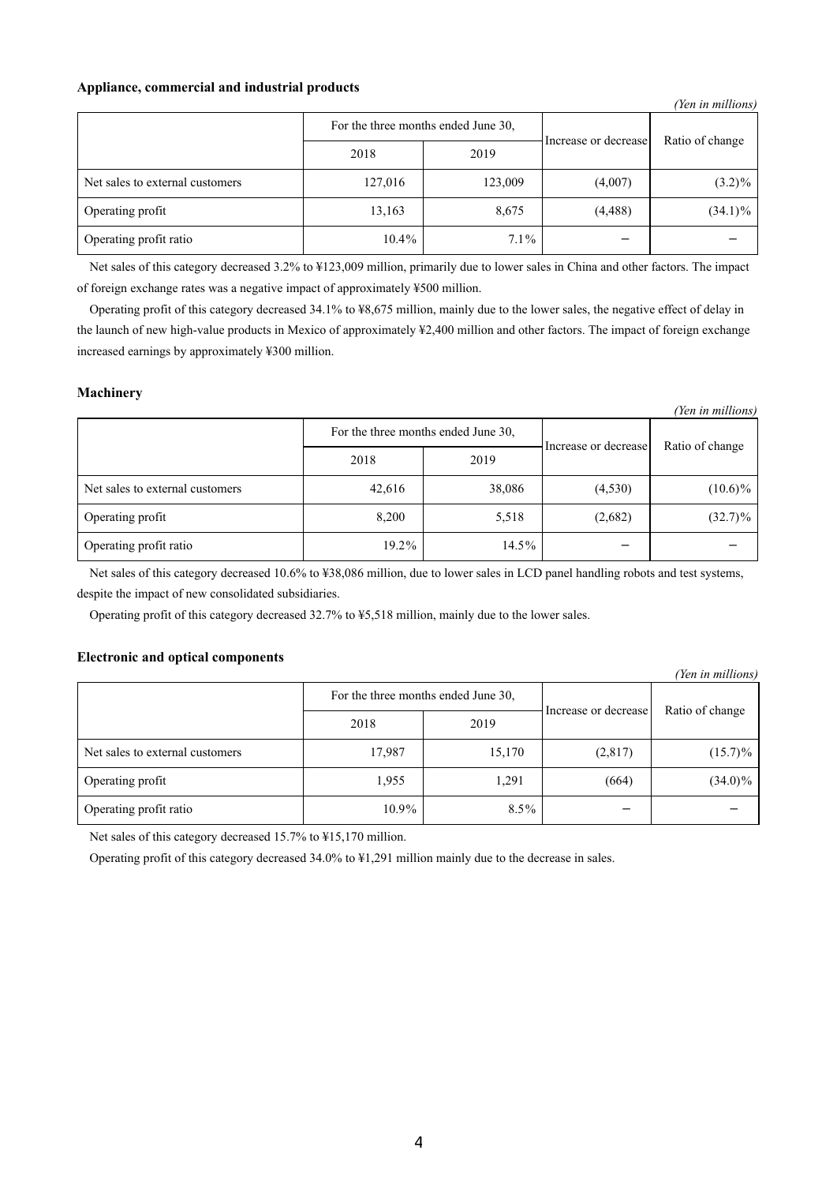### Appliance, commercial and industrial products

*(Yen in millions)*

| | For the three months ended June 30, | | Increase or decrease | Ratio of change |
|---|---|---|---|---|
| | 2018 | 2019 | | |
| Net sales to external customers | 127,016 | 123,009 | (4,007) | (3.2)% |
| Operating profit | 13,163 | 8,675 | (4,488) | (34.1)% |
| Operating profit ratio | 10.4% | 7.1% | − | − |

Net sales of this category decreased 3.2% to ¥123,009 million, primarily due to lower sales in China and other factors. The impact of foreign exchange rates was a negative impact of approximately ¥500 million.

Operating profit of this category decreased 34.1% to ¥8,675 million, mainly due to the lower sales, the negative effect of delay in the launch of new high-value products in Mexico of approximately ¥2,400 million and other factors. The impact of foreign exchange increased earnings by approximately ¥300 million.

### Machinery

*(Yen in millions)*

| | For the three months ended June 30, | | Increase or decrease | Ratio of change |
|---|---|---|---|---|
| | 2018 | 2019 | | |
| Net sales to external customers | 42,616 | 38,086 | (4,530) | (10.6)% |
| Operating profit | 8,200 | 5,518 | (2,682) | (32.7)% |
| Operating profit ratio | 19.2% | 14.5% | − | − |

Net sales of this category decreased 10.6% to ¥38,086 million, due to lower sales in LCD panel handling robots and test systems, despite the impact of new consolidated subsidiaries.

Operating profit of this category decreased 32.7% to ¥5,518 million, mainly due to the lower sales.

### Electronic and optical components

*(Yen in millions)*

| | For the three months ended June 30, | | Increase or decrease | Ratio of change |
|---|---|---|---|---|
| | 2018 | 2019 | | |
| Net sales to external customers | 17,987 | 15,170 | (2,817) | (15.7)% |
| Operating profit | 1,955 | 1,291 | (664) | (34.0)% |
| Operating profit ratio | 10.9% | 8.5% | − | − |

Net sales of this category decreased 15.7% to ¥15,170 million.

Operating profit of this category decreased 34.0% to ¥1,291 million mainly due to the decrease in sales.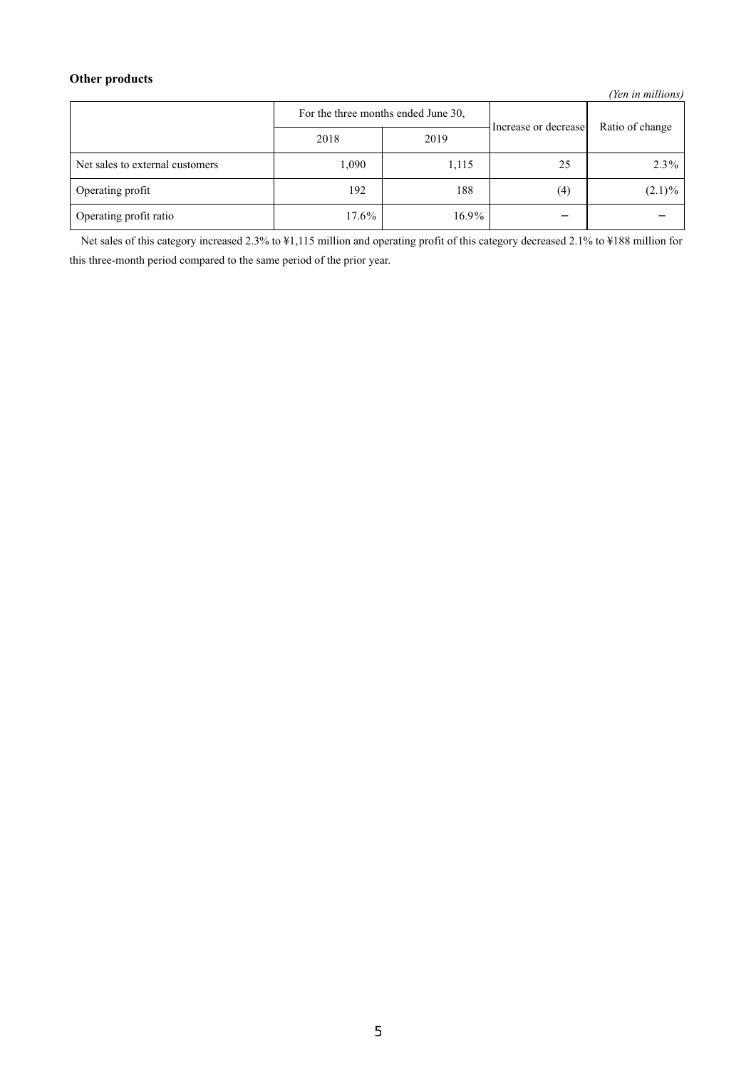**Other products**

*(Yen in millions)*

| | For the three months ended June 30, | | Increase or decrease | Ratio of change |
|---|---|---|---|---|
| | 2018 | 2019 | | |
| Net sales to external customers | 1,090 | 1,115 | 25 | 2.3% |
| Operating profit | 192 | 188 | (4) | (2.1)% |
| Operating profit ratio | 17.6% | 16.9% | − | − |

Net sales of this category increased 2.3% to ¥1,115 million and operating profit of this category decreased 2.1% to ¥188 million for this three-month period compared to the same period of the prior year.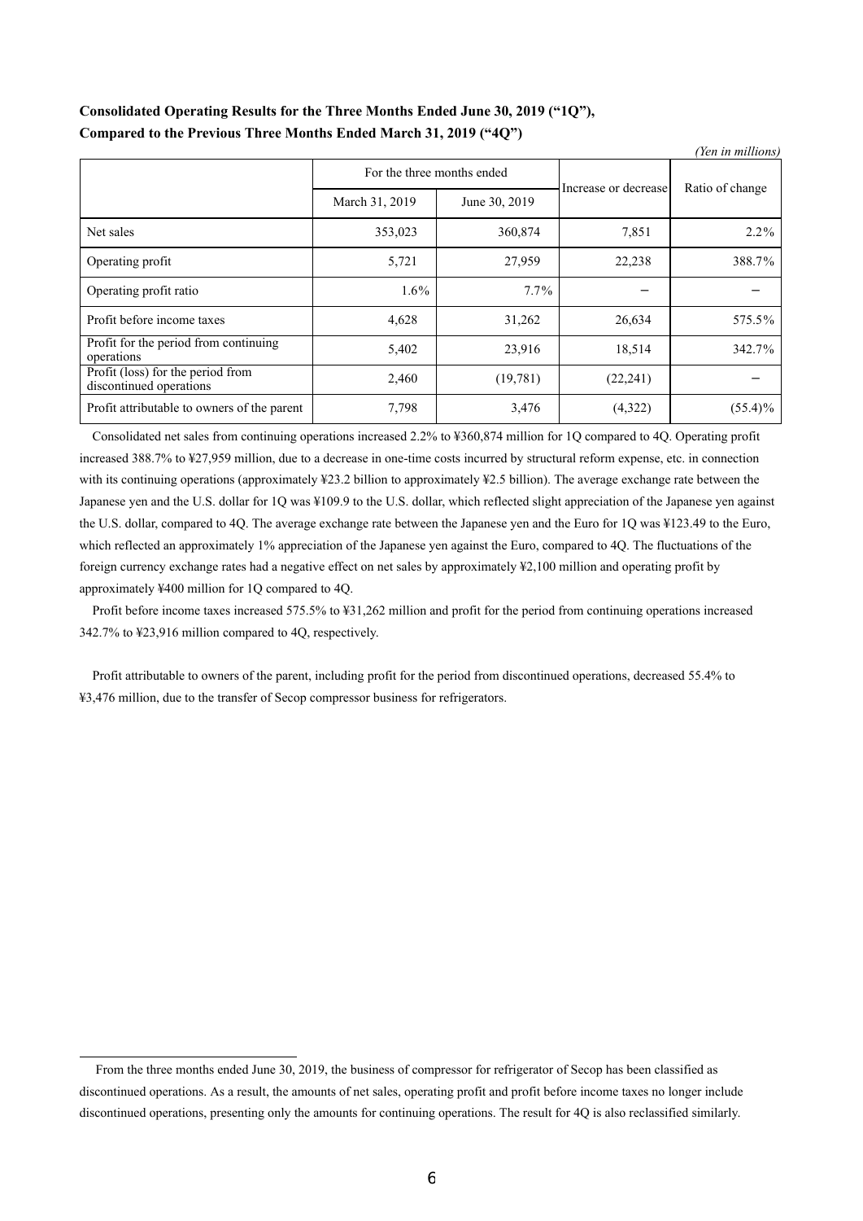**Consolidated Operating Results for the Three Months Ended June 30, 2019 (“1Q”), Compared to the Previous Three Months Ended March 31, 2019 (“4Q”)**

*(Yen in millions)*

| | For the three months ended | | Increase or decrease | Ratio of change |
|---|---|---|---|---|
| | March 31, 2019 | June 30, 2019 | | |
| Net sales | 353,023 | 360,874 | 7,851 | 2.2% |
| Operating profit | 5,721 | 27,959 | 22,238 | 388.7% |
| Operating profit ratio | 1.6% | 7.7% | − | − |
| Profit before income taxes | 4,628 | 31,262 | 26,634 | 575.5% |
| Profit for the period from continuing operations | 5,402 | 23,916 | 18,514 | 342.7% |
| Profit (loss) for the period from discontinued operations | 2,460 | (19,781) | (22,241) | − |
| Profit attributable to owners of the parent | 7,798 | 3,476 | (4,322) | (55.4)% |

Consolidated net sales from continuing operations increased 2.2% to ¥360,874 million for 1Q compared to 4Q. Operating profit increased 388.7% to ¥27,959 million, due to a decrease in one-time costs incurred by structural reform expense, etc. in connection with its continuing operations (approximately ¥23.2 billion to approximately ¥2.5 billion). The average exchange rate between the Japanese yen and the U.S. dollar for 1Q was ¥109.9 to the U.S. dollar, which reflected slight appreciation of the Japanese yen against the U.S. dollar, compared to 4Q. The average exchange rate between the Japanese yen and the Euro for 1Q was ¥123.49 to the Euro, which reflected an approximately 1% appreciation of the Japanese yen against the Euro, compared to 4Q. The fluctuations of the foreign currency exchange rates had a negative effect on net sales by approximately ¥2,100 million and operating profit by approximately ¥400 million for 1Q compared to 4Q.

Profit before income taxes increased 575.5% to ¥31,262 million and profit for the period from continuing operations increased 342.7% to ¥23,916 million compared to 4Q, respectively.

Profit attributable to owners of the parent, including profit for the period from discontinued operations, decreased 55.4% to ¥3,476 million, due to the transfer of Secop compressor business for refrigerators.

---

From the three months ended June 30, 2019, the business of compressor for refrigerator of Secop has been classified as discontinued operations. As a result, the amounts of net sales, operating profit and profit before income taxes no longer include discontinued operations, presenting only the amounts for continuing operations. The result for 4Q is also reclassified similarly.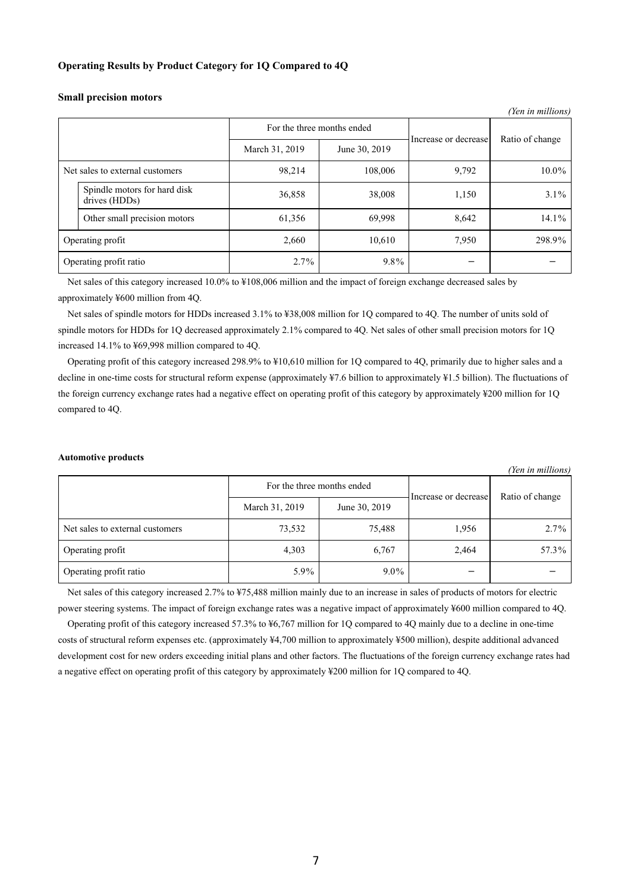**Operating Results by Product Category for 1Q Compared to 4Q**

**Small precision motors**

*(Yen in millions)*

| | | For the three months ended | | Increase or decrease | Ratio of change |
|---|---|---|---|---|---|
| | | March 31, 2019 | June 30, 2019 | | |
| Net sales to external customers | | 98,214 | 108,006 | 9,792 | 10.0% |
| | Spindle motors for hard disk drives (HDDs) | 36,858 | 38,008 | 1,150 | 3.1% |
| | Other small precision motors | 61,356 | 69,998 | 8,642 | 14.1% |
| Operating profit | | 2,660 | 10,610 | 7,950 | 298.9% |
| Operating profit ratio | | 2.7% | 9.8% | – | – |

Net sales of this category increased 10.0% to ¥108,006 million and the impact of foreign exchange decreased sales by approximately ¥600 million from 4Q.

Net sales of spindle motors for HDDs increased 3.1% to ¥38,008 million for 1Q compared to 4Q. The number of units sold of spindle motors for HDDs for 1Q decreased approximately 2.1% compared to 4Q. Net sales of other small precision motors for 1Q increased 14.1% to ¥69,998 million compared to 4Q.

Operating profit of this category increased 298.9% to ¥10,610 million for 1Q compared to 4Q, primarily due to higher sales and a decline in one-time costs for structural reform expense (approximately ¥7.6 billion to approximately ¥1.5 billion). The fluctuations of the foreign currency exchange rates had a negative effect on operating profit of this category by approximately ¥200 million for 1Q compared to 4Q.

**Automotive products**

*(Yen in millions)*

| | For the three months ended | | Increase or decrease | Ratio of change |
|---|---|---|---|---|
| | March 31, 2019 | June 30, 2019 | | |
| Net sales to external customers | 73,532 | 75,488 | 1,956 | 2.7% |
| Operating profit | 4,303 | 6,767 | 2,464 | 57.3% |
| Operating profit ratio | 5.9% | 9.0% | – | – |

Net sales of this category increased 2.7% to ¥75,488 million mainly due to an increase in sales of products of motors for electric power steering systems. The impact of foreign exchange rates was a negative impact of approximately ¥600 million compared to 4Q.

Operating profit of this category increased 57.3% to ¥6,767 million for 1Q compared to 4Q mainly due to a decline in one-time costs of structural reform expenses etc. (approximately ¥4,700 million to approximately ¥500 million), despite additional advanced development cost for new orders exceeding initial plans and other factors. The fluctuations of the foreign currency exchange rates had a negative effect on operating profit of this category by approximately ¥200 million for 1Q compared to 4Q.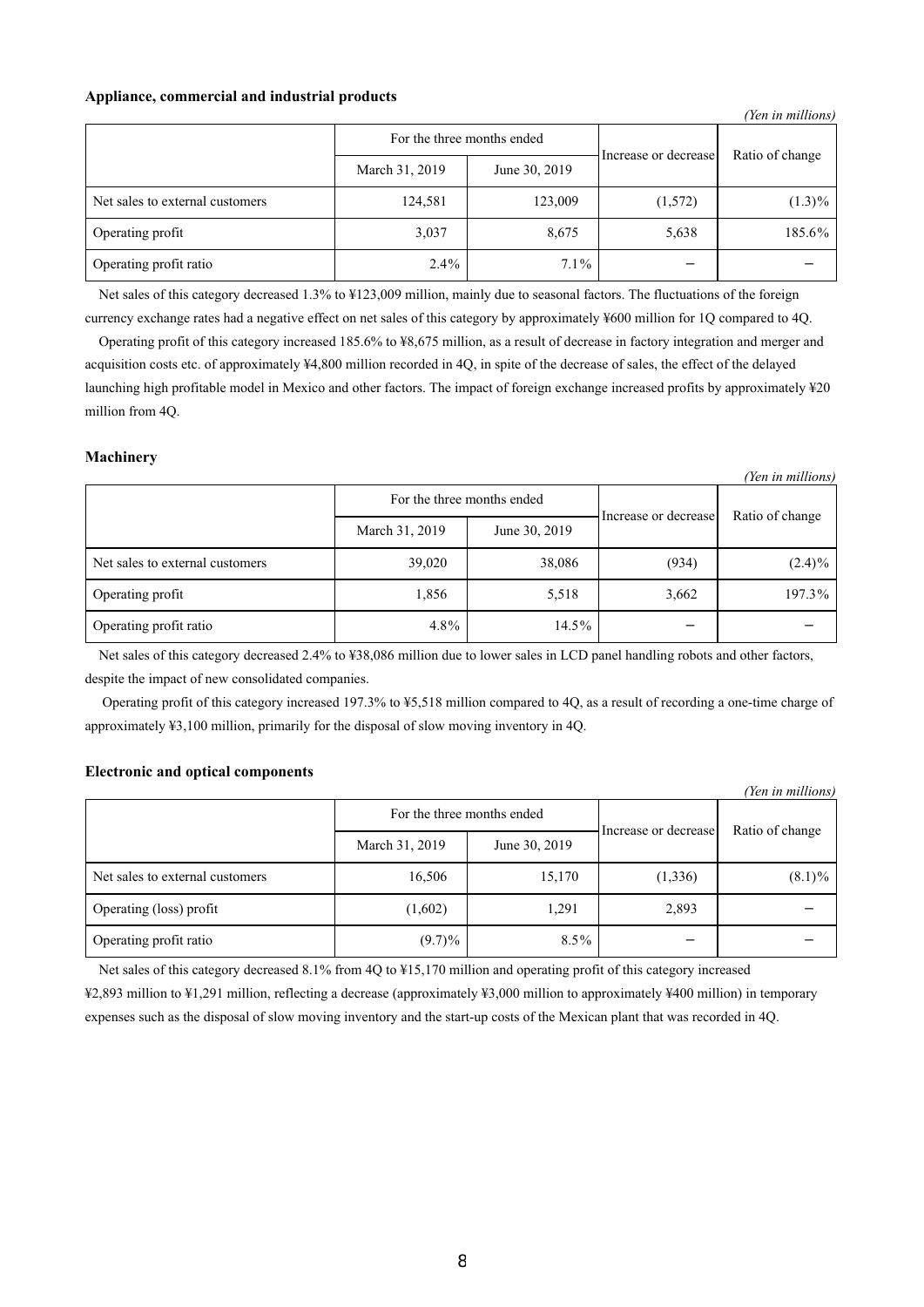**Appliance, commercial and industrial products**

*(Yen in millions)*

| | For the three months ended | | Increase or decrease | Ratio of change |
|---|---|---|---|---|
| | March 31, 2019 | June 30, 2019 | | |
| Net sales to external customers | 124,581 | 123,009 | (1,572) | (1.3)% |
| Operating profit | 3,037 | 8,675 | 5,638 | 185.6% |
| Operating profit ratio | 2.4% | 7.1% | − | − |

Net sales of this category decreased 1.3% to ¥123,009 million, mainly due to seasonal factors. The fluctuations of the foreign currency exchange rates had a negative effect on net sales of this category by approximately ¥600 million for 1Q compared to 4Q.

Operating profit of this category increased 185.6% to ¥8,675 million, as a result of decrease in factory integration and merger and acquisition costs etc. of approximately ¥4,800 million recorded in 4Q, in spite of the decrease of sales, the effect of the delayed launching high profitable model in Mexico and other factors. The impact of foreign exchange increased profits by approximately ¥20 million from 4Q.

**Machinery**

*(Yen in millions)*

| | For the three months ended | | Increase or decrease | Ratio of change |
|---|---|---|---|---|
| | March 31, 2019 | June 30, 2019 | | |
| Net sales to external customers | 39,020 | 38,086 | (934) | (2.4)% |
| Operating profit | 1,856 | 5,518 | 3,662 | 197.3% |
| Operating profit ratio | 4.8% | 14.5% | − | − |

Net sales of this category decreased 2.4% to ¥38,086 million due to lower sales in LCD panel handling robots and other factors, despite the impact of new consolidated companies.

Operating profit of this category increased 197.3% to ¥5,518 million compared to 4Q, as a result of recording a one-time charge of approximately ¥3,100 million, primarily for the disposal of slow moving inventory in 4Q.

**Electronic and optical components**

*(Yen in millions)*

| | For the three months ended | | Increase or decrease | Ratio of change |
|---|---|---|---|---|
| | March 31, 2019 | June 30, 2019 | | |
| Net sales to external customers | 16,506 | 15,170 | (1,336) | (8.1)% |
| Operating (loss) profit | (1,602) | 1,291 | 2,893 | − |
| Operating profit ratio | (9.7)% | 8.5% | − | − |

Net sales of this category decreased 8.1% from 4Q to ¥15,170 million and operating profit of this category increased ¥2,893 million to ¥1,291 million, reflecting a decrease (approximately ¥3,000 million to approximately ¥400 million) in temporary expenses such as the disposal of slow moving inventory and the start-up costs of the Mexican plant that was recorded in 4Q.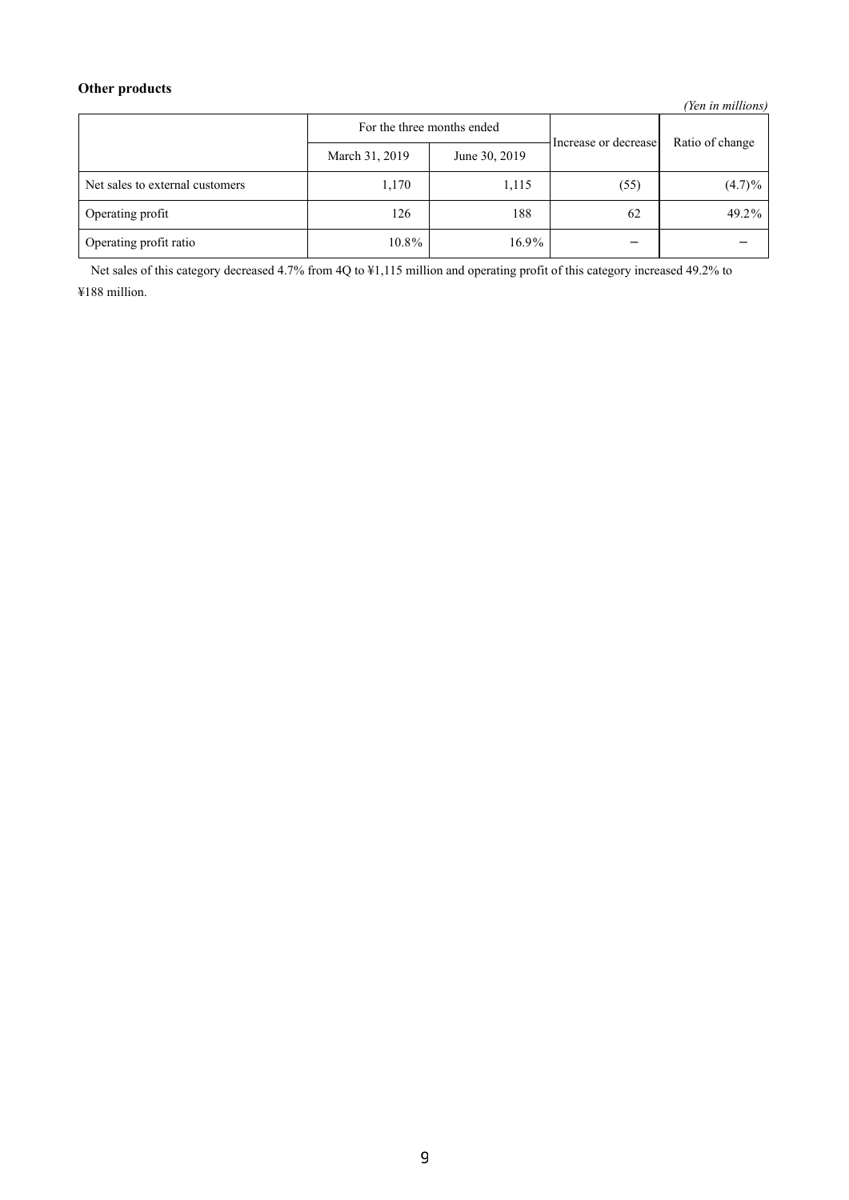**Other products**

*(Yen in millions)*

| | For the three months ended | | Increase or decrease | Ratio of change |
|---|---|---|---|---|
| | March 31, 2019 | June 30, 2019 | | |
| Net sales to external customers | 1,170 | 1,115 | (55) | (4.7)% |
| Operating profit | 126 | 188 | 62 | 49.2% |
| Operating profit ratio | 10.8% | 16.9% | − | − |

Net sales of this category decreased 4.7% from 4Q to ¥1,115 million and operating profit of this category increased 49.2% to ¥188 million.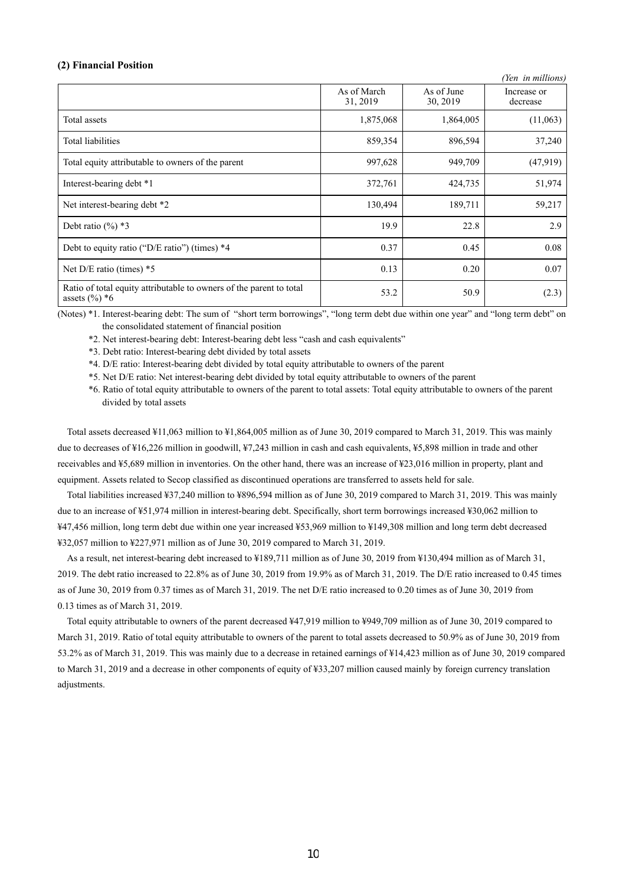**(2) Financial Position**

*(Yen in millions)*

| | As of March 31, 2019 | As of June 30, 2019 | Increase or decrease |
|---|---|---|---|
| Total assets | 1,875,068 | 1,864,005 | (11,063) |
| Total liabilities | 859,354 | 896,594 | 37,240 |
| Total equity attributable to owners of the parent | 997,628 | 949,709 | (47,919) |
| Interest-bearing debt *1 | 372,761 | 424,735 | 51,974 |
| Net interest-bearing debt *2 | 130,494 | 189,711 | 59,217 |
| Debt ratio (%) *3 | 19.9 | 22.8 | 2.9 |
| Debt to equity ratio ("D/E ratio") (times) *4 | 0.37 | 0.45 | 0.08 |
| Net D/E ratio (times) *5 | 0.13 | 0.20 | 0.07 |
| Ratio of total equity attributable to owners of the parent to total assets (%) *6 | 53.2 | 50.9 | (2.3) |

(Notes) *1. Interest-bearing debt: The sum of "short term borrowings", "long term debt due within one year" and "long term debt" on the consolidated statement of financial position

*2. Net interest-bearing debt: Interest-bearing debt less "cash and cash equivalents"

*3. Debt ratio: Interest-bearing debt divided by total assets

*4. D/E ratio: Interest-bearing debt divided by total equity attributable to owners of the parent

*5. Net D/E ratio: Net interest-bearing debt divided by total equity attributable to owners of the parent

*6. Ratio of total equity attributable to owners of the parent to total assets: Total equity attributable to owners of the parent divided by total assets

Total assets decreased ¥11,063 million to ¥1,864,005 million as of June 30, 2019 compared to March 31, 2019. This was mainly due to decreases of ¥16,226 million in goodwill, ¥7,243 million in cash and cash equivalents, ¥5,898 million in trade and other receivables and ¥5,689 million in inventories. On the other hand, there was an increase of ¥23,016 million in property, plant and equipment. Assets related to Secop classified as discontinued operations are transferred to assets held for sale.

Total liabilities increased ¥37,240 million to ¥896,594 million as of June 30, 2019 compared to March 31, 2019. This was mainly due to an increase of ¥51,974 million in interest-bearing debt. Specifically, short term borrowings increased ¥30,062 million to ¥47,456 million, long term debt due within one year increased ¥53,969 million to ¥149,308 million and long term debt decreased ¥32,057 million to ¥227,971 million as of June 30, 2019 compared to March 31, 2019.

As a result, net interest-bearing debt increased to ¥189,711 million as of June 30, 2019 from ¥130,494 million as of March 31, 2019. The debt ratio increased to 22.8% as of June 30, 2019 from 19.9% as of March 31, 2019. The D/E ratio increased to 0.45 times as of June 30, 2019 from 0.37 times as of March 31, 2019. The net D/E ratio increased to 0.20 times as of June 30, 2019 from 0.13 times as of March 31, 2019.

Total equity attributable to owners of the parent decreased ¥47,919 million to ¥949,709 million as of June 30, 2019 compared to March 31, 2019. Ratio of total equity attributable to owners of the parent to total assets decreased to 50.9% as of June 30, 2019 from 53.2% as of March 31, 2019. This was mainly due to a decrease in retained earnings of ¥14,423 million as of June 30, 2019 compared to March 31, 2019 and a decrease in other components of equity of ¥33,207 million caused mainly by foreign currency translation adjustments.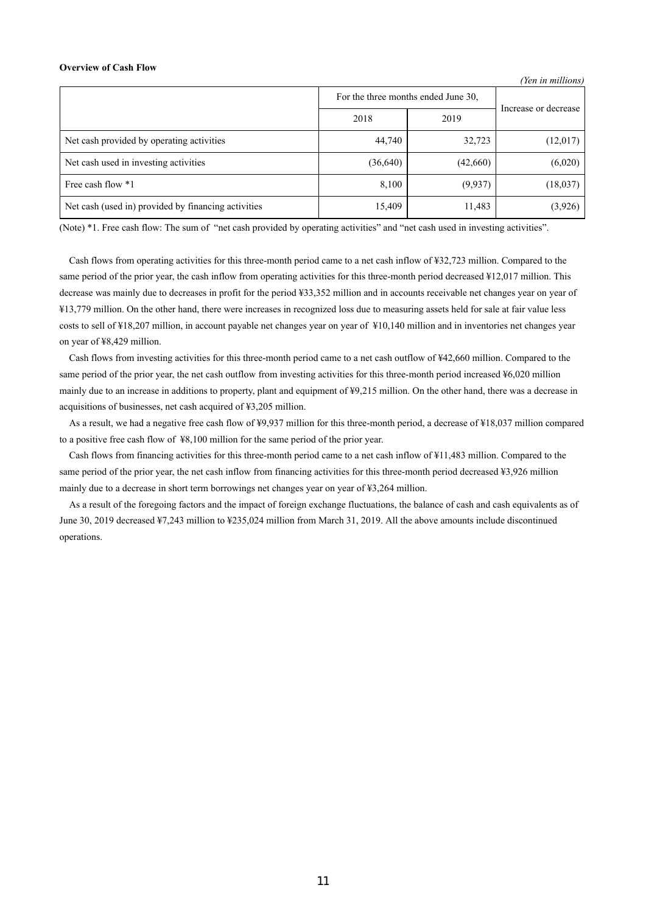**Overview of Cash Flow**

*(Yen in millions)*

| | For the three months ended June 30, | | Increase or decrease |
|---|---|---|---|
| | 2018 | 2019 | |
| Net cash provided by operating activities | 44,740 | 32,723 | (12,017) |
| Net cash used in investing activities | (36,640) | (42,660) | (6,020) |
| Free cash flow *1 | 8,100 | (9,937) | (18,037) |
| Net cash (used in) provided by financing activities | 15,409 | 11,483 | (3,926) |

(Note) *1. Free cash flow: The sum of "net cash provided by operating activities" and "net cash used in investing activities".

Cash flows from operating activities for this three-month period came to a net cash inflow of ¥32,723 million. Compared to the same period of the prior year, the cash inflow from operating activities for this three-month period decreased ¥12,017 million. This decrease was mainly due to decreases in profit for the period ¥33,352 million and in accounts receivable net changes year on year of ¥13,779 million. On the other hand, there were increases in recognized loss due to measuring assets held for sale at fair value less costs to sell of ¥18,207 million, in account payable net changes year on year of ¥10,140 million and in inventories net changes year on year of ¥8,429 million.

Cash flows from investing activities for this three-month period came to a net cash outflow of ¥42,660 million. Compared to the same period of the prior year, the net cash outflow from investing activities for this three-month period increased ¥6,020 million mainly due to an increase in additions to property, plant and equipment of ¥9,215 million. On the other hand, there was a decrease in acquisitions of businesses, net cash acquired of ¥3,205 million.

As a result, we had a negative free cash flow of ¥9,937 million for this three-month period, a decrease of ¥18,037 million compared to a positive free cash flow of ¥8,100 million for the same period of the prior year.

Cash flows from financing activities for this three-month period came to a net cash inflow of ¥11,483 million. Compared to the same period of the prior year, the net cash inflow from financing activities for this three-month period decreased ¥3,926 million mainly due to a decrease in short term borrowings net changes year on year of ¥3,264 million.

As a result of the foregoing factors and the impact of foreign exchange fluctuations, the balance of cash and cash equivalents as of June 30, 2019 decreased ¥7,243 million to ¥235,024 million from March 31, 2019. All the above amounts include discontinued operations.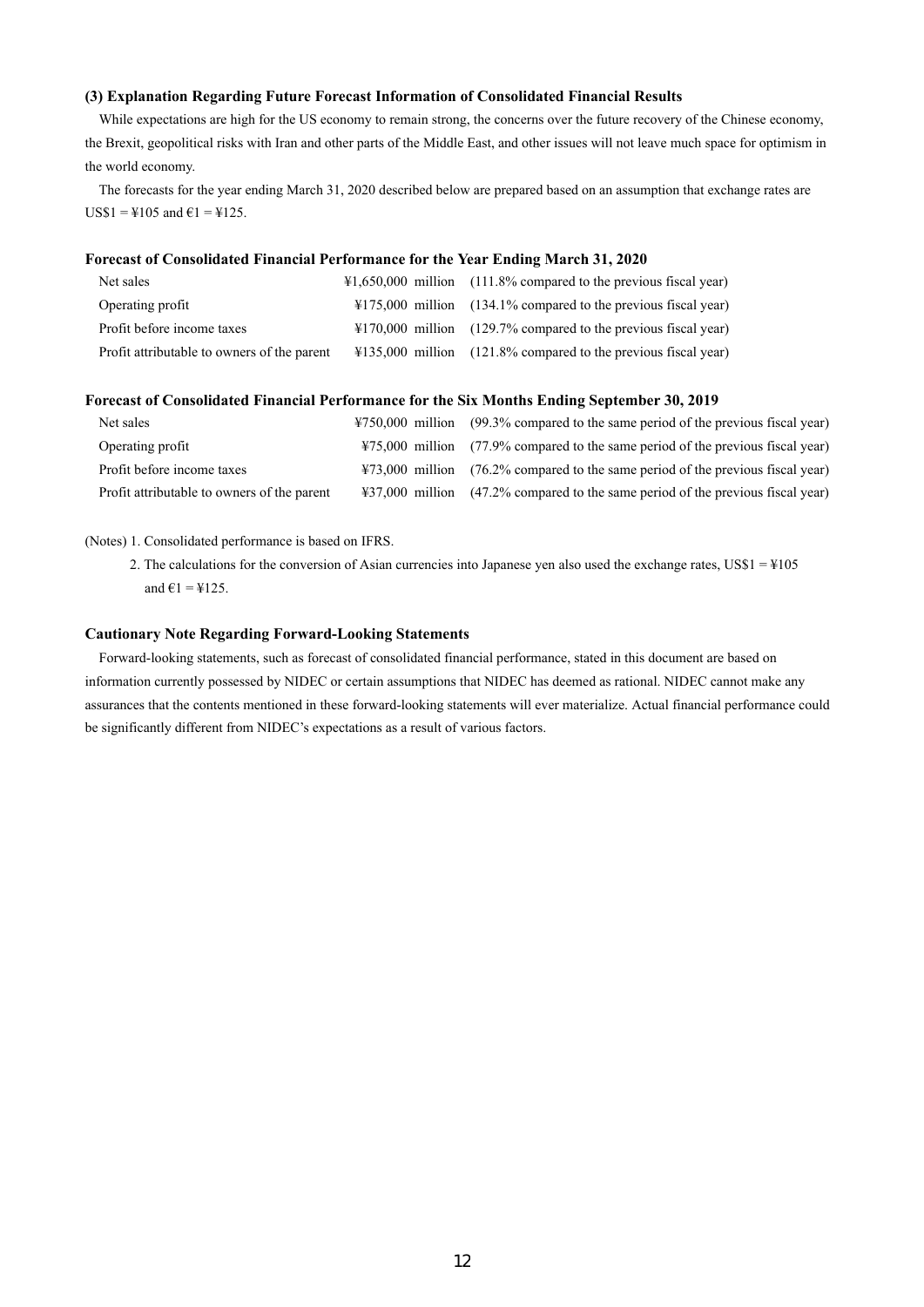### (3) Explanation Regarding Future Forecast Information of Consolidated Financial Results

While expectations are high for the US economy to remain strong, the concerns over the future recovery of the Chinese economy, the Brexit, geopolitical risks with Iran and other parts of the Middle East, and other issues will not leave much space for optimism in the world economy.

The forecasts for the year ending March 31, 2020 described below are prepared based on an assumption that exchange rates are US$1 = ¥105 and €1 = ¥125.

#### Forecast of Consolidated Financial Performance for the Year Ending March 31, 2020

| | | |
|---|---|---|
| Net sales | ¥1,650,000 million | (111.8% compared to the previous fiscal year) |
| Operating profit | ¥175,000 million | (134.1% compared to the previous fiscal year) |
| Profit before income taxes | ¥170,000 million | (129.7% compared to the previous fiscal year) |
| Profit attributable to owners of the parent | ¥135,000 million | (121.8% compared to the previous fiscal year) |

#### Forecast of Consolidated Financial Performance for the Six Months Ending September 30, 2019

| | | |
|---|---|---|
| Net sales | ¥750,000 million | (99.3% compared to the same period of the previous fiscal year) |
| Operating profit | ¥75,000 million | (77.9% compared to the same period of the previous fiscal year) |
| Profit before income taxes | ¥73,000 million | (76.2% compared to the same period of the previous fiscal year) |
| Profit attributable to owners of the parent | ¥37,000 million | (47.2% compared to the same period of the previous fiscal year) |

(Notes) 1. Consolidated performance is based on IFRS.

2. The calculations for the conversion of Asian currencies into Japanese yen also used the exchange rates, US$1 = ¥105 and €1 = ¥125.

#### Cautionary Note Regarding Forward-Looking Statements

Forward-looking statements, such as forecast of consolidated financial performance, stated in this document are based on information currently possessed by NIDEC or certain assumptions that NIDEC has deemed as rational. NIDEC cannot make any assurances that the contents mentioned in these forward-looking statements will ever materialize. Actual financial performance could be significantly different from NIDEC's expectations as a result of various factors.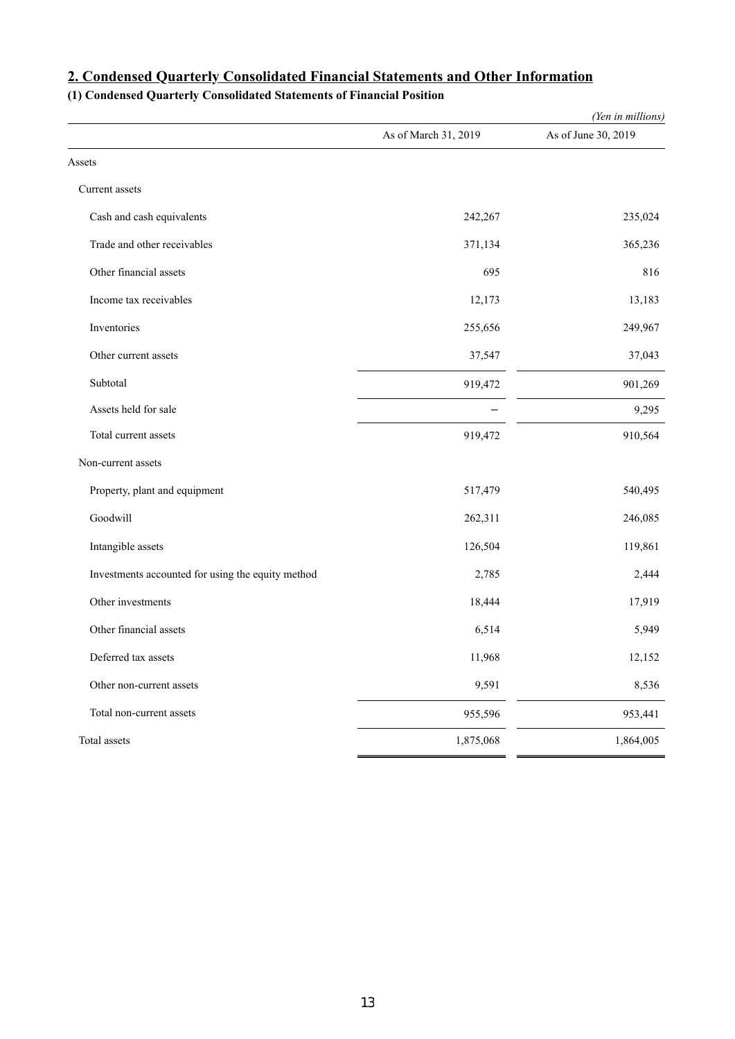## 2. Condensed Quarterly Consolidated Financial Statements and Other Information

### (1) Condensed Quarterly Consolidated Statements of Financial Position

*(Yen in millions)*

| | As of March 31, 2019 | As of June 30, 2019 |
|---|---|---|
| Assets | | |
| Current assets | | |
| Cash and cash equivalents | 242,267 | 235,024 |
| Trade and other receivables | 371,134 | 365,236 |
| Other financial assets | 695 | 816 |
| Income tax receivables | 12,173 | 13,183 |
| Inventories | 255,656 | 249,967 |
| Other current assets | 37,547 | 37,043 |
| Subtotal | 919,472 | 901,269 |
| Assets held for sale | − | 9,295 |
| Total current assets | 919,472 | 910,564 |
| Non-current assets | | |
| Property, plant and equipment | 517,479 | 540,495 |
| Goodwill | 262,311 | 246,085 |
| Intangible assets | 126,504 | 119,861 |
| Investments accounted for using the equity method | 2,785 | 2,444 |
| Other investments | 18,444 | 17,919 |
| Other financial assets | 6,514 | 5,949 |
| Deferred tax assets | 11,968 | 12,152 |
| Other non-current assets | 9,591 | 8,536 |
| Total non-current assets | 955,596 | 953,441 |
| Total assets | 1,875,068 | 1,864,005 |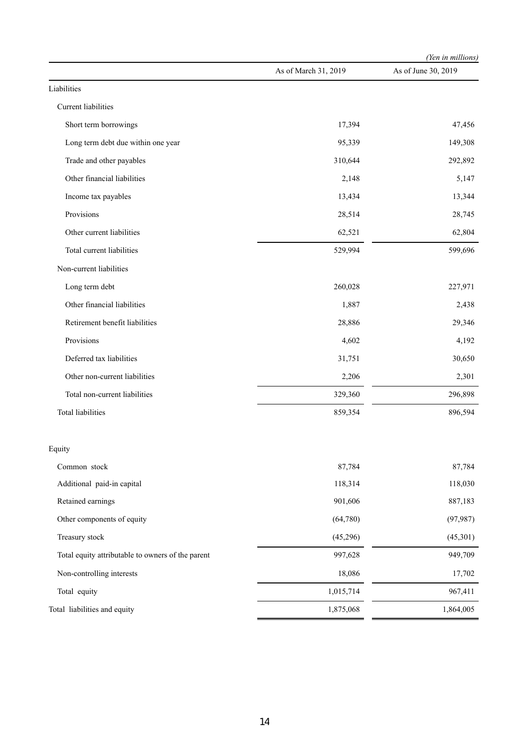*(Yen in millions)*

| | As of March 31, 2019 | As of June 30, 2019 |
|---|---|---|
| Liabilities | | |
| Current liabilities | | |
| Short term borrowings | 17,394 | 47,456 |
| Long term debt due within one year | 95,339 | 149,308 |
| Trade and other payables | 310,644 | 292,892 |
| Other financial liabilities | 2,148 | 5,147 |
| Income tax payables | 13,434 | 13,344 |
| Provisions | 28,514 | 28,745 |
| Other current liabilities | 62,521 | 62,804 |
| Total current liabilities | 529,994 | 599,696 |
| Non-current liabilities | | |
| Long term debt | 260,028 | 227,971 |
| Other financial liabilities | 1,887 | 2,438 |
| Retirement benefit liabilities | 28,886 | 29,346 |
| Provisions | 4,602 | 4,192 |
| Deferred tax liabilities | 31,751 | 30,650 |
| Other non-current liabilities | 2,206 | 2,301 |
| Total non-current liabilities | 329,360 | 296,898 |
| Total liabilities | 859,354 | 896,594 |
| | | |
| Equity | | |
| Common stock | 87,784 | 87,784 |
| Additional paid-in capital | 118,314 | 118,030 |
| Retained earnings | 901,606 | 887,183 |
| Other components of equity | (64,780) | (97,987) |
| Treasury stock | (45,296) | (45,301) |
| Total equity attributable to owners of the parent | 997,628 | 949,709 |
| Non-controlling interests | 18,086 | 17,702 |
| Total equity | 1,015,714 | 967,411 |
| Total liabilities and equity | 1,875,068 | 1,864,005 |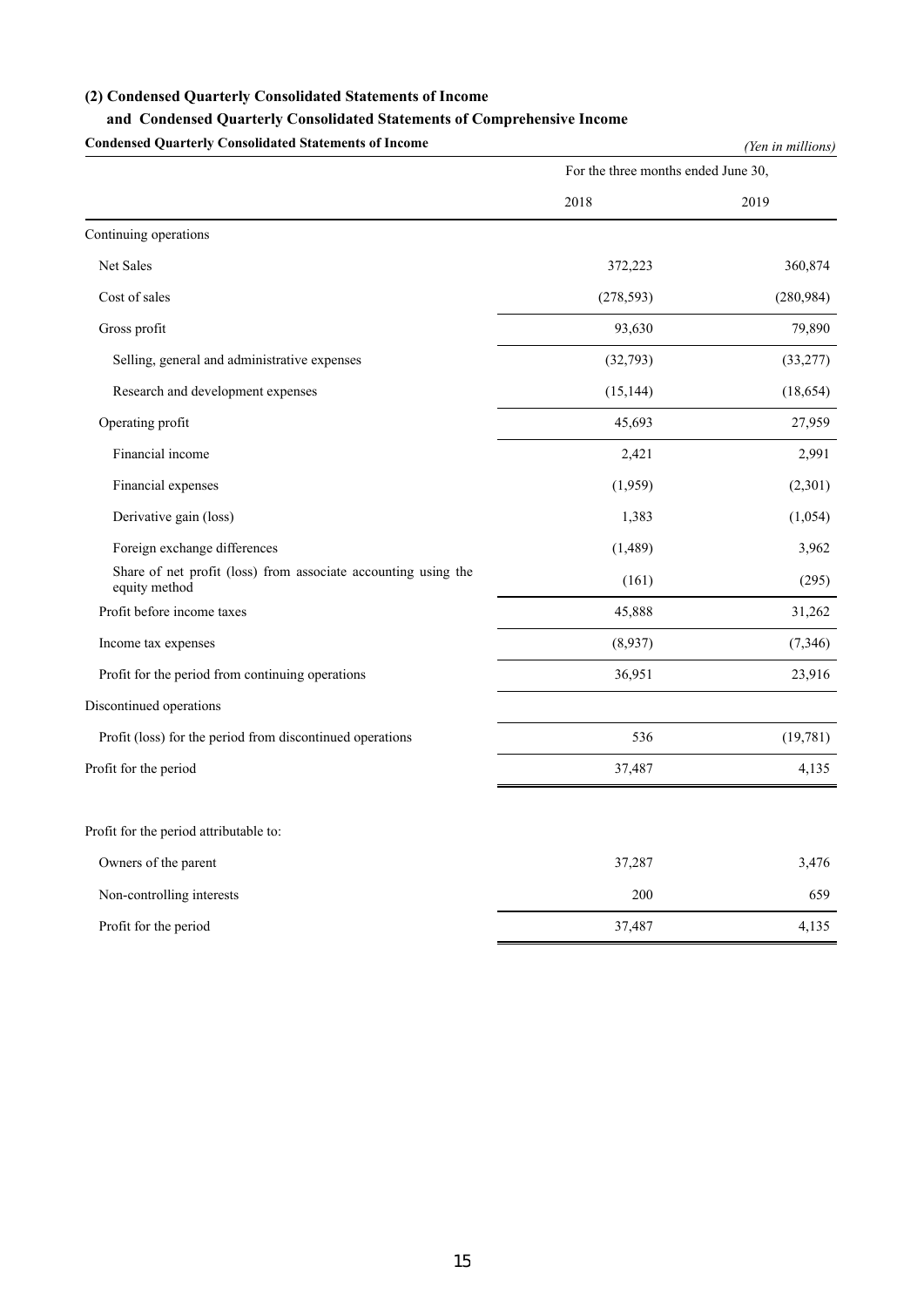## (2) Condensed Quarterly Consolidated Statements of Income and Condensed Quarterly Consolidated Statements of Comprehensive Income

**Condensed Quarterly Consolidated Statements of Income**

*(Yen in millions)*

| | For the three months ended June 30, | |
|---|---|---|
| | 2018 | 2019 |
| Continuing operations | | |
| Net Sales | 372,223 | 360,874 |
| Cost of sales | (278,593) | (280,984) |
| Gross profit | 93,630 | 79,890 |
| Selling, general and administrative expenses | (32,793) | (33,277) |
| Research and development expenses | (15,144) | (18,654) |
| Operating profit | 45,693 | 27,959 |
| Financial income | 2,421 | 2,991 |
| Financial expenses | (1,959) | (2,301) |
| Derivative gain (loss) | 1,383 | (1,054) |
| Foreign exchange differences | (1,489) | 3,962 |
| Share of net profit (loss) from associate accounting using the equity method | (161) | (295) |
| Profit before income taxes | 45,888 | 31,262 |
| Income tax expenses | (8,937) | (7,346) |
| Profit for the period from continuing operations | 36,951 | 23,916 |
| Discontinued operations | | |
| Profit (loss) for the period from discontinued operations | 536 | (19,781) |
| Profit for the period | 37,487 | 4,135 |
| | | |
| Profit for the period attributable to: | | |
| Owners of the parent | 37,287 | 3,476 |
| Non-controlling interests | 200 | 659 |
| Profit for the period | 37,487 | 4,135 |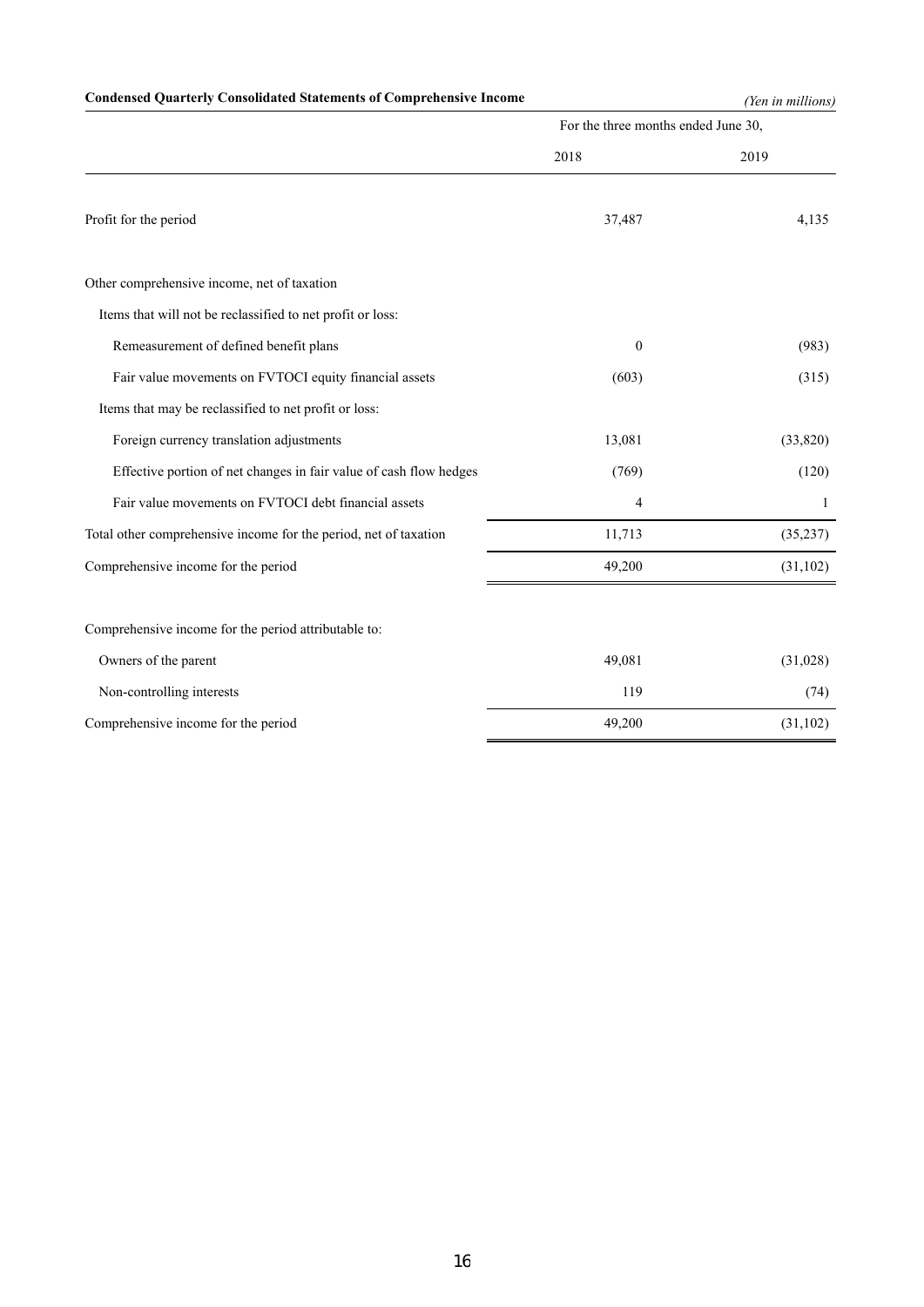**Condensed Quarterly Consolidated Statements of Comprehensive Income**

*(Yen in millions)*

| | For the three months ended June 30, | |
|---|---|---|
| | 2018 | 2019 |
| Profit for the period | 37,487 | 4,135 |
| Other comprehensive income, net of taxation | | |
| Items that will not be reclassified to net profit or loss: | | |
| Remeasurement of defined benefit plans | 0 | (983) |
| Fair value movements on FVTOCI equity financial assets | (603) | (315) |
| Items that may be reclassified to net profit or loss: | | |
| Foreign currency translation adjustments | 13,081 | (33,820) |
| Effective portion of net changes in fair value of cash flow hedges | (769) | (120) |
| Fair value movements on FVTOCI debt financial assets | 4 | 1 |
| Total other comprehensive income for the period, net of taxation | 11,713 | (35,237) |
| Comprehensive income for the period | 49,200 | (31,102) |
| Comprehensive income for the period attributable to: | | |
| Owners of the parent | 49,081 | (31,028) |
| Non-controlling interests | 119 | (74) |
| Comprehensive income for the period | 49,200 | (31,102) |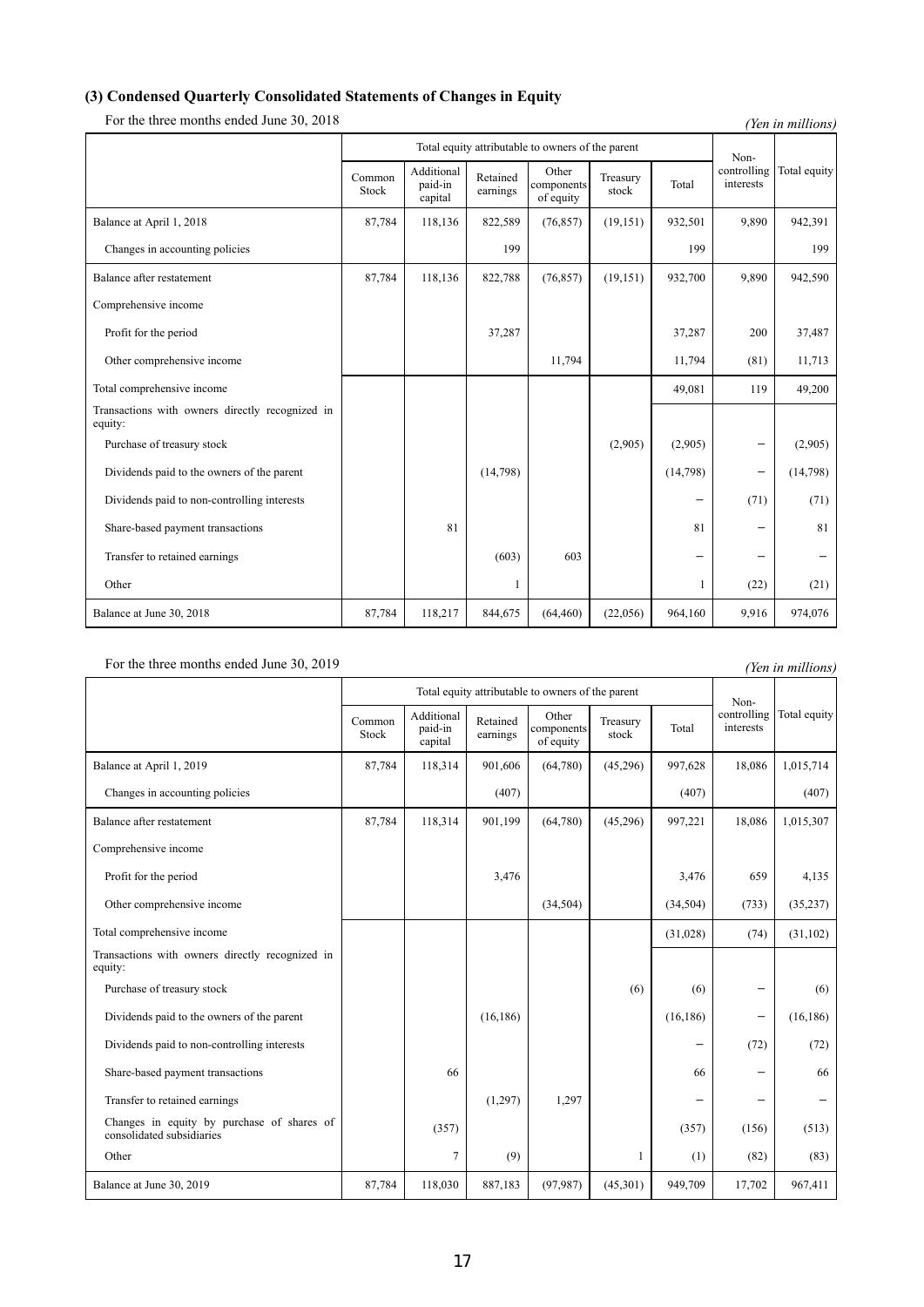### (3) Condensed Quarterly Consolidated Statements of Changes in Equity

For the three months ended June 30, 2018

*(Yen in millions)*

| | Total equity attributable to owners of the parent | | | | | | Non-controlling interests | Total equity |
|---|---|---|---|---|---|---|---|---|
| | Common Stock | Additional paid-in capital | Retained earnings | Other components of equity | Treasury stock | Total | | |
| Balance at April 1, 2018 | 87,784 | 118,136 | 822,589 | (76,857) | (19,151) | 932,501 | 9,890 | 942,391 |
| Changes in accounting policies | | | 199 | | | 199 | | 199 |
| Balance after restatement | 87,784 | 118,136 | 822,788 | (76,857) | (19,151) | 932,700 | 9,890 | 942,590 |
| Comprehensive income | | | | | | | | |
| Profit for the period | | | 37,287 | | | 37,287 | 200 | 37,487 |
| Other comprehensive income | | | | 11,794 | | 11,794 | (81) | 11,713 |
| Total comprehensive income | | | | | | 49,081 | 119 | 49,200 |
| Transactions with owners directly recognized in equity: | | | | | | | | |
| Purchase of treasury stock | | | | | (2,905) | (2,905) | − | (2,905) |
| Dividends paid to the owners of the parent | | | (14,798) | | | (14,798) | − | (14,798) |
| Dividends paid to non-controlling interests | | | | | | − | (71) | (71) |
| Share-based payment transactions | | 81 | | | | 81 | − | 81 |
| Transfer to retained earnings | | | (603) | 603 | | − | − | − |
| Other | | | 1 | | | 1 | (22) | (21) |
| Balance at June 30, 2018 | 87,784 | 118,217 | 844,675 | (64,460) | (22,056) | 964,160 | 9,916 | 974,076 |

For the three months ended June 30, 2019

*(Yen in millions)*

| | Total equity attributable to owners of the parent | | | | | | Non-controlling interests | Total equity |
|---|---|---|---|---|---|---|---|---|
| | Common Stock | Additional paid-in capital | Retained earnings | Other components of equity | Treasury stock | Total | | |
| Balance at April 1, 2019 | 87,784 | 118,314 | 901,606 | (64,780) | (45,296) | 997,628 | 18,086 | 1,015,714 |
| Changes in accounting policies | | | (407) | | | (407) | | (407) |
| Balance after restatement | 87,784 | 118,314 | 901,199 | (64,780) | (45,296) | 997,221 | 18,086 | 1,015,307 |
| Comprehensive income | | | | | | | | |
| Profit for the period | | | 3,476 | | | 3,476 | 659 | 4,135 |
| Other comprehensive income | | | | (34,504) | | (34,504) | (733) | (35,237) |
| Total comprehensive income | | | | | | (31,028) | (74) | (31,102) |
| Transactions with owners directly recognized in equity: | | | | | | | | |
| Purchase of treasury stock | | | | | (6) | (6) | − | (6) |
| Dividends paid to the owners of the parent | | | (16,186) | | | (16,186) | − | (16,186) |
| Dividends paid to non-controlling interests | | | | | | − | (72) | (72) |
| Share-based payment transactions | | 66 | | | | 66 | − | 66 |
| Transfer to retained earnings | | | (1,297) | 1,297 | | − | − | − |
| Changes in equity by purchase of shares of consolidated subsidiaries | | (357) | | | | (357) | (156) | (513) |
| Other | | 7 | (9) | | 1 | (1) | (82) | (83) |
| Balance at June 30, 2019 | 87,784 | 118,030 | 887,183 | (97,987) | (45,301) | 949,709 | 17,702 | 967,411 |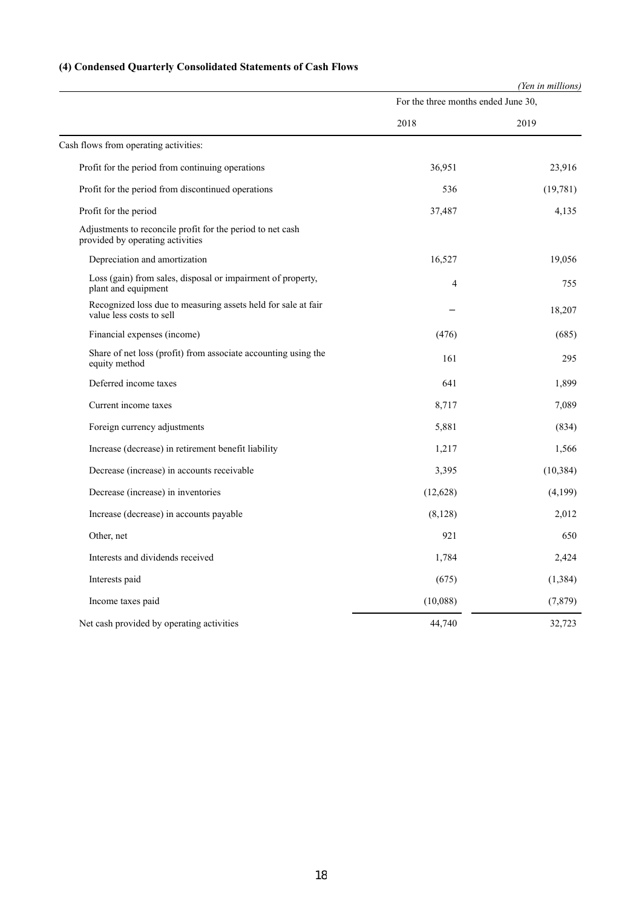### (4) Condensed Quarterly Consolidated Statements of Cash Flows

*(Yen in millions)*

| | For the three months ended June 30, | |
|---|---|---|
| | 2018 | 2019 |
| Cash flows from operating activities: | | |
| Profit for the period from continuing operations | 36,951 | 23,916 |
| Profit for the period from discontinued operations | 536 | (19,781) |
| Profit for the period | 37,487 | 4,135 |
| Adjustments to reconcile profit for the period to net cash provided by operating activities | | |
| Depreciation and amortization | 16,527 | 19,056 |
| Loss (gain) from sales, disposal or impairment of property, plant and equipment | 4 | 755 |
| Recognized loss due to measuring assets held for sale at fair value less costs to sell | – | 18,207 |
| Financial expenses (income) | (476) | (685) |
| Share of net loss (profit) from associate accounting using the equity method | 161 | 295 |
| Deferred income taxes | 641 | 1,899 |
| Current income taxes | 8,717 | 7,089 |
| Foreign currency adjustments | 5,881 | (834) |
| Increase (decrease) in retirement benefit liability | 1,217 | 1,566 |
| Decrease (increase) in accounts receivable | 3,395 | (10,384) |
| Decrease (increase) in inventories | (12,628) | (4,199) |
| Increase (decrease) in accounts payable | (8,128) | 2,012 |
| Other, net | 921 | 650 |
| Interests and dividends received | 1,784 | 2,424 |
| Interests paid | (675) | (1,384) |
| Income taxes paid | (10,088) | (7,879) |
| Net cash provided by operating activities | 44,740 | 32,723 |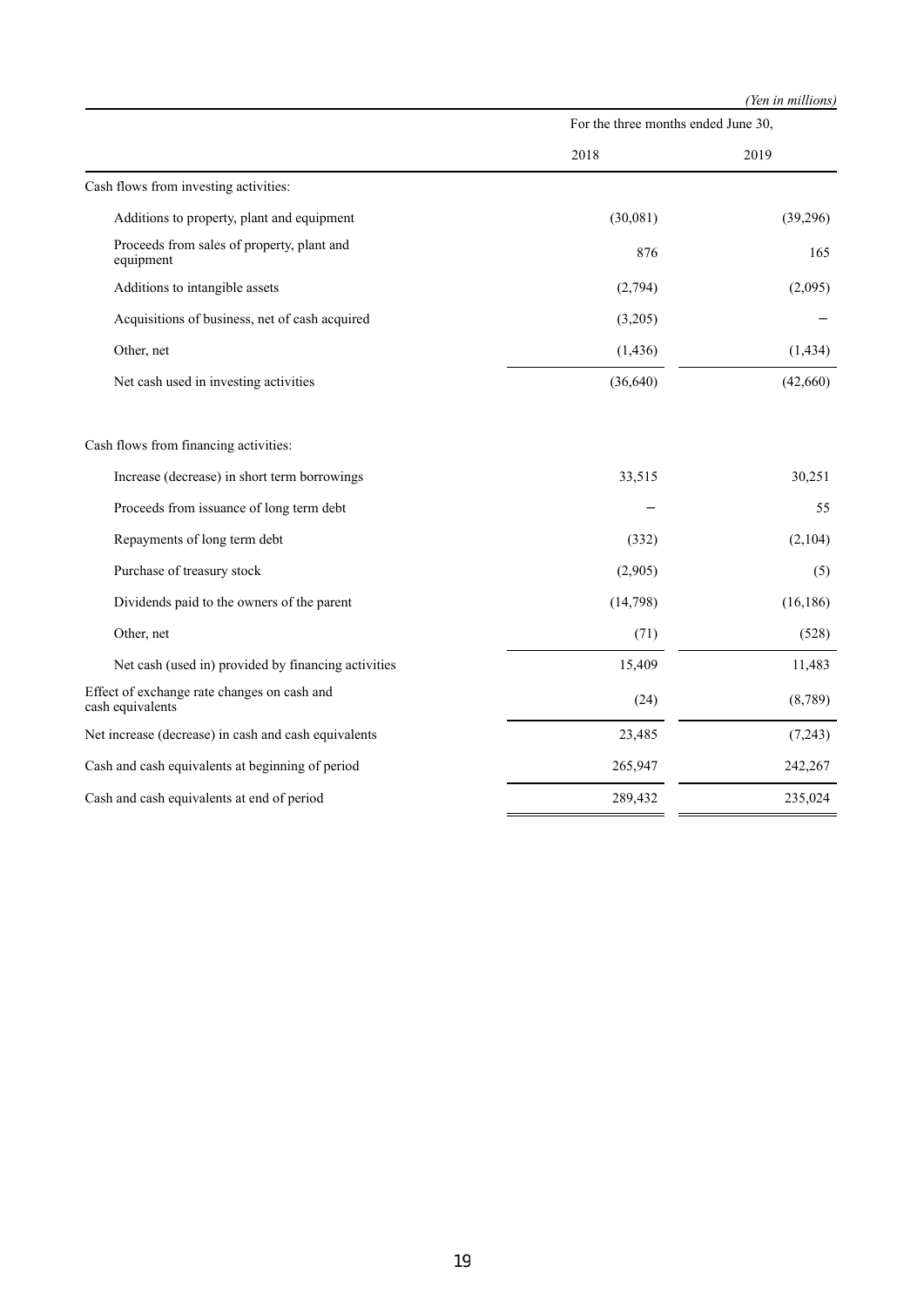*(Yen in millions)*

| | For the three months ended June 30, | |
|---|---|---|
| | 2018 | 2019 |
| Cash flows from investing activities: | | |
| Additions to property, plant and equipment | (30,081) | (39,296) |
| Proceeds from sales of property, plant and equipment | 876 | 165 |
| Additions to intangible assets | (2,794) | (2,095) |
| Acquisitions of business, net of cash acquired | (3,205) | − |
| Other, net | (1,436) | (1,434) |
| Net cash used in investing activities | (36,640) | (42,660) |
| Cash flows from financing activities: | | |
| Increase (decrease) in short term borrowings | 33,515 | 30,251 |
| Proceeds from issuance of long term debt | − | 55 |
| Repayments of long term debt | (332) | (2,104) |
| Purchase of treasury stock | (2,905) | (5) |
| Dividends paid to the owners of the parent | (14,798) | (16,186) |
| Other, net | (71) | (528) |
| Net cash (used in) provided by financing activities | 15,409 | 11,483 |
| Effect of exchange rate changes on cash and cash equivalents | (24) | (8,789) |
| Net increase (decrease) in cash and cash equivalents | 23,485 | (7,243) |
| Cash and cash equivalents at beginning of period | 265,947 | 242,267 |
| Cash and cash equivalents at end of period | 289,432 | 235,024 |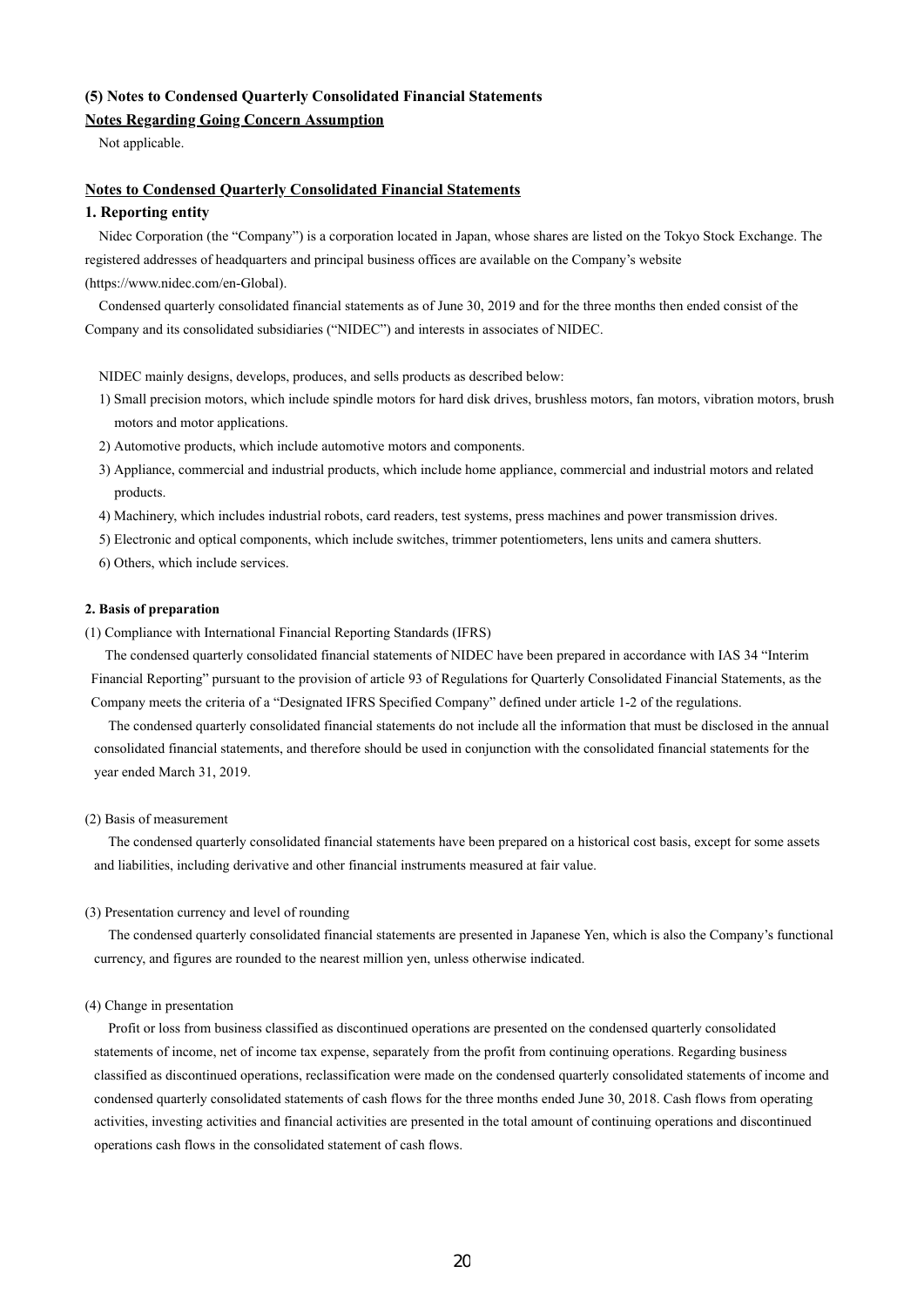**(5) Notes to Condensed Quarterly Consolidated Financial Statements**

**Notes Regarding Going Concern Assumption**

Not applicable.

**Notes to Condensed Quarterly Consolidated Financial Statements**

**1. Reporting entity**

Nidec Corporation (the "Company") is a corporation located in Japan, whose shares are listed on the Tokyo Stock Exchange. The registered addresses of headquarters and principal business offices are available on the Company's website (https://www.nidec.com/en-Global).

Condensed quarterly consolidated financial statements as of June 30, 2019 and for the three months then ended consist of the Company and its consolidated subsidiaries ("NIDEC") and interests in associates of NIDEC.

NIDEC mainly designs, develops, produces, and sells products as described below:

1) Small precision motors, which include spindle motors for hard disk drives, brushless motors, fan motors, vibration motors, brush motors and motor applications.
2) Automotive products, which include automotive motors and components.
3) Appliance, commercial and industrial products, which include home appliance, commercial and industrial motors and related products.
4) Machinery, which includes industrial robots, card readers, test systems, press machines and power transmission drives.
5) Electronic and optical components, which include switches, trimmer potentiometers, lens units and camera shutters.
6) Others, which include services.

**2. Basis of preparation**

(1) Compliance with International Financial Reporting Standards (IFRS)

The condensed quarterly consolidated financial statements of NIDEC have been prepared in accordance with IAS 34 "Interim Financial Reporting" pursuant to the provision of article 93 of Regulations for Quarterly Consolidated Financial Statements, as the Company meets the criteria of a "Designated IFRS Specified Company" defined under article 1-2 of the regulations.

The condensed quarterly consolidated financial statements do not include all the information that must be disclosed in the annual consolidated financial statements, and therefore should be used in conjunction with the consolidated financial statements for the year ended March 31, 2019.

(2) Basis of measurement

The condensed quarterly consolidated financial statements have been prepared on a historical cost basis, except for some assets and liabilities, including derivative and other financial instruments measured at fair value.

(3) Presentation currency and level of rounding

The condensed quarterly consolidated financial statements are presented in Japanese Yen, which is also the Company's functional currency, and figures are rounded to the nearest million yen, unless otherwise indicated.

(4) Change in presentation

Profit or loss from business classified as discontinued operations are presented on the condensed quarterly consolidated statements of income, net of income tax expense, separately from the profit from continuing operations. Regarding business classified as discontinued operations, reclassification were made on the condensed quarterly consolidated statements of income and condensed quarterly consolidated statements of cash flows for the three months ended June 30, 2018. Cash flows from operating activities, investing activities and financial activities are presented in the total amount of continuing operations and discontinued operations cash flows in the consolidated statement of cash flows.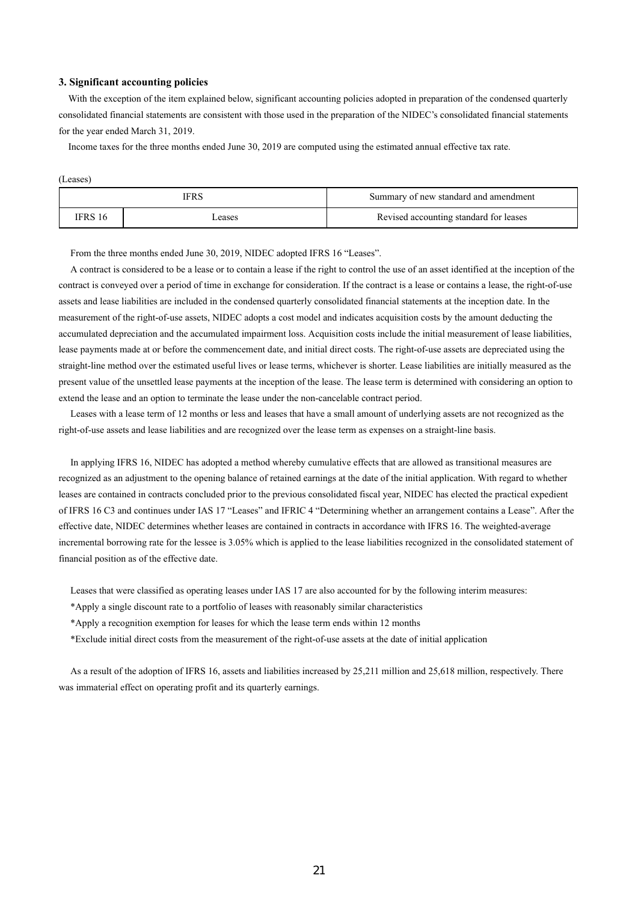### 3. Significant accounting policies

With the exception of the item explained below, significant accounting policies adopted in preparation of the condensed quarterly consolidated financial statements are consistent with those used in the preparation of the NIDEC's consolidated financial statements for the year ended March 31, 2019.

Income taxes for the three months ended June 30, 2019 are computed using the estimated annual effective tax rate.

(Leases)

| IFRS | | Summary of new standard and amendment |
|---|---|---|
| IFRS 16 | Leases | Revised accounting standard for leases |

From the three months ended June 30, 2019, NIDEC adopted IFRS 16 "Leases".

A contract is considered to be a lease or to contain a lease if the right to control the use of an asset identified at the inception of the contract is conveyed over a period of time in exchange for consideration. If the contract is a lease or contains a lease, the right-of-use assets and lease liabilities are included in the condensed quarterly consolidated financial statements at the inception date. In the measurement of the right-of-use assets, NIDEC adopts a cost model and indicates acquisition costs by the amount deducting the accumulated depreciation and the accumulated impairment loss. Acquisition costs include the initial measurement of lease liabilities, lease payments made at or before the commencement date, and initial direct costs. The right-of-use assets are depreciated using the straight-line method over the estimated useful lives or lease terms, whichever is shorter. Lease liabilities are initially measured as the present value of the unsettled lease payments at the inception of the lease. The lease term is determined with considering an option to extend the lease and an option to terminate the lease under the non-cancelable contract period.

Leases with a lease term of 12 months or less and leases that have a small amount of underlying assets are not recognized as the right-of-use assets and lease liabilities and are recognized over the lease term as expenses on a straight-line basis.

In applying IFRS 16, NIDEC has adopted a method whereby cumulative effects that are allowed as transitional measures are recognized as an adjustment to the opening balance of retained earnings at the date of the initial application. With regard to whether leases are contained in contracts concluded prior to the previous consolidated fiscal year, NIDEC has elected the practical expedient of IFRS 16 C3 and continues under IAS 17 "Leases" and IFRIC 4 "Determining whether an arrangement contains a Lease". After the effective date, NIDEC determines whether leases are contained in contracts in accordance with IFRS 16. The weighted-average incremental borrowing rate for the lessee is 3.05% which is applied to the lease liabilities recognized in the consolidated statement of financial position as of the effective date.

Leases that were classified as operating leases under IAS 17 are also accounted for by the following interim measures:

*Apply a single discount rate to a portfolio of leases with reasonably similar characteristics

*Apply a recognition exemption for leases for which the lease term ends within 12 months

*Exclude initial direct costs from the measurement of the right-of-use assets at the date of initial application

As a result of the adoption of IFRS 16, assets and liabilities increased by 25,211 million and 25,618 million, respectively. There was immaterial effect on operating profit and its quarterly earnings.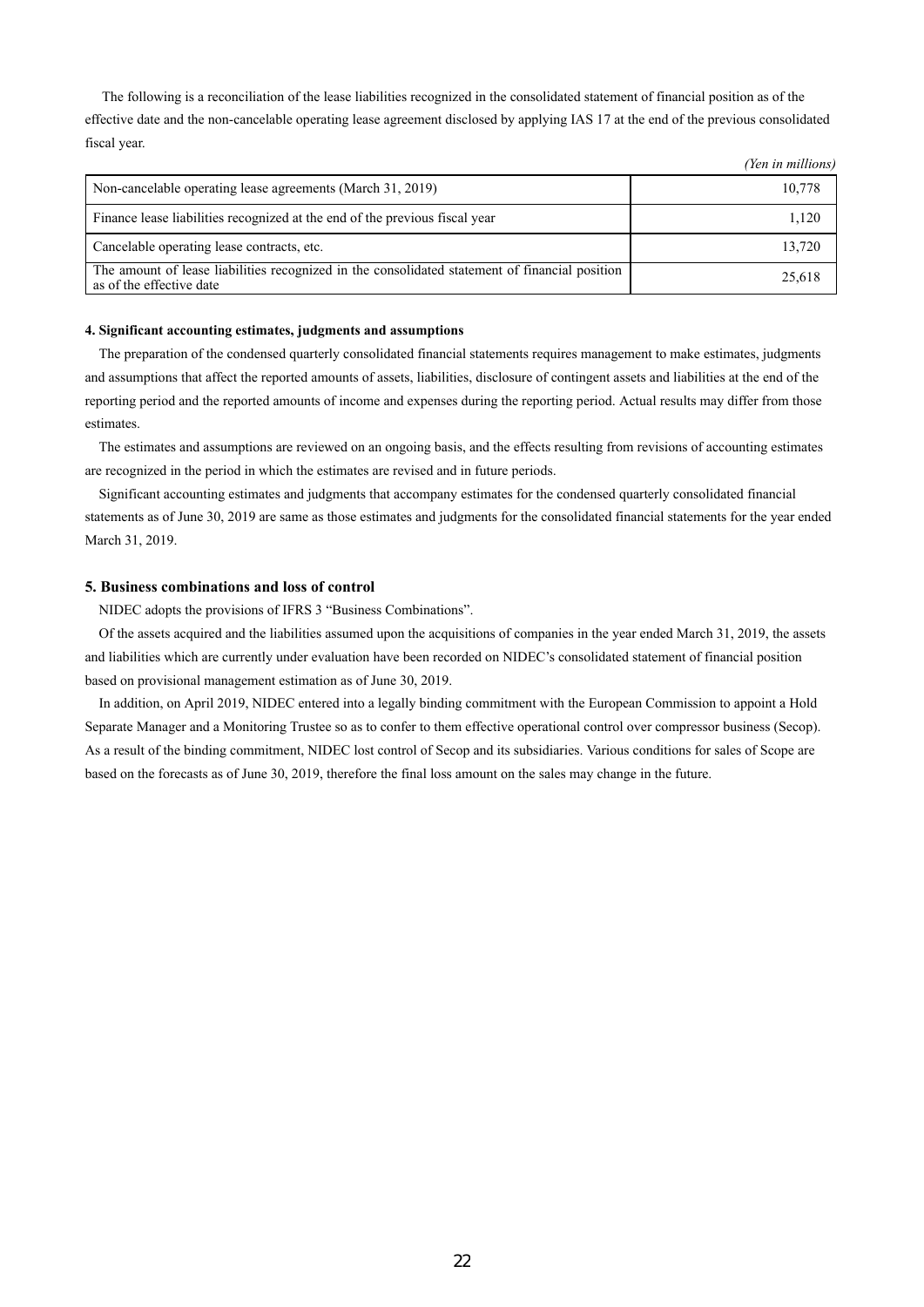The following is a reconciliation of the lease liabilities recognized in the consolidated statement of financial position as of the effective date and the non-cancelable operating lease agreement disclosed by applying IAS 17 at the end of the previous consolidated fiscal year.

*(Yen in millions)*

| | |
|---|---|
| Non-cancelable operating lease agreements (March 31, 2019) | 10,778 |
| Finance lease liabilities recognized at the end of the previous fiscal year | 1,120 |
| Cancelable operating lease contracts, etc. | 13,720 |
| The amount of lease liabilities recognized in the consolidated statement of financial position as of the effective date | 25,618 |

**4. Significant accounting estimates, judgments and assumptions**

The preparation of the condensed quarterly consolidated financial statements requires management to make estimates, judgments and assumptions that affect the reported amounts of assets, liabilities, disclosure of contingent assets and liabilities at the end of the reporting period and the reported amounts of income and expenses during the reporting period. Actual results may differ from those estimates.

The estimates and assumptions are reviewed on an ongoing basis, and the effects resulting from revisions of accounting estimates are recognized in the period in which the estimates are revised and in future periods.

Significant accounting estimates and judgments that accompany estimates for the condensed quarterly consolidated financial statements as of June 30, 2019 are same as those estimates and judgments for the consolidated financial statements for the year ended March 31, 2019.

## 5. Business combinations and loss of control

NIDEC adopts the provisions of IFRS 3 "Business Combinations".

Of the assets acquired and the liabilities assumed upon the acquisitions of companies in the year ended March 31, 2019, the assets and liabilities which are currently under evaluation have been recorded on NIDEC's consolidated statement of financial position based on provisional management estimation as of June 30, 2019.

In addition, on April 2019, NIDEC entered into a legally binding commitment with the European Commission to appoint a Hold Separate Manager and a Monitoring Trustee so as to confer to them effective operational control over compressor business (Secop). As a result of the binding commitment, NIDEC lost control of Secop and its subsidiaries. Various conditions for sales of Scope are based on the forecasts as of June 30, 2019, therefore the final loss amount on the sales may change in the future.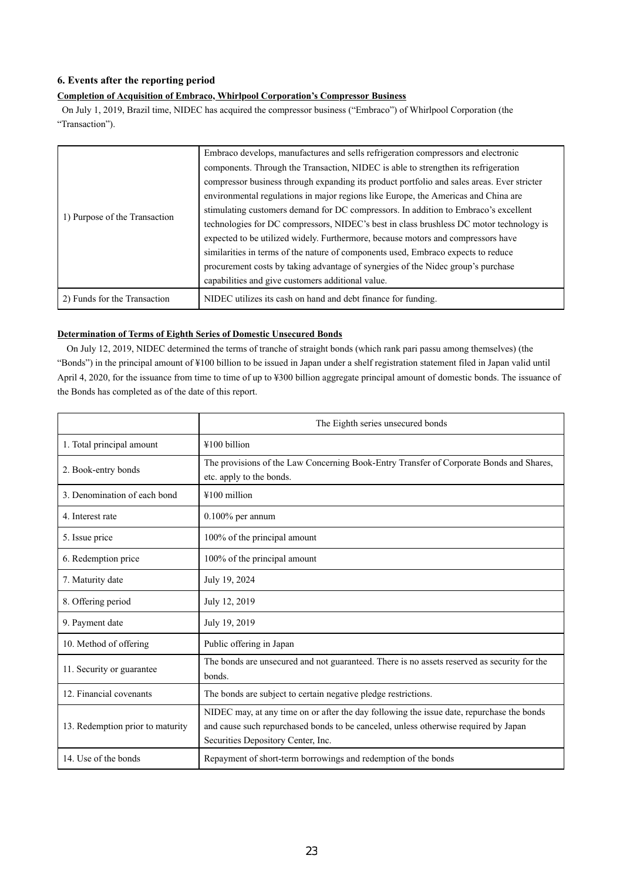## 6. Events after the reporting period

**Completion of Acquisition of Embraco, Whirlpool Corporation's Compressor Business**

On July 1, 2019, Brazil time, NIDEC has acquired the compressor business ("Embraco") of Whirlpool Corporation (the "Transaction").

| | |
|---|---|
| 1) Purpose of the Transaction | Embraco develops, manufactures and sells refrigeration compressors and electronic components. Through the Transaction, NIDEC is able to strengthen its refrigeration compressor business through expanding its product portfolio and sales areas. Ever stricter environmental regulations in major regions like Europe, the Americas and China are stimulating customers demand for DC compressors. In addition to Embraco's excellent technologies for DC compressors, NIDEC's best in class brushless DC motor technology is expected to be utilized widely. Furthermore, because motors and compressors have similarities in terms of the nature of components used, Embraco expects to reduce procurement costs by taking advantage of synergies of the Nidec group's purchase capabilities and give customers additional value. |
| 2) Funds for the Transaction | NIDEC utilizes its cash on hand and debt finance for funding. |

**Determination of Terms of Eighth Series of Domestic Unsecured Bonds**

On July 12, 2019, NIDEC determined the terms of tranche of straight bonds (which rank pari passu among themselves) (the "Bonds") in the principal amount of ¥100 billion to be issued in Japan under a shelf registration statement filed in Japan valid until April 4, 2020, for the issuance from time to time of up to ¥300 billion aggregate principal amount of domestic bonds. The issuance of the Bonds has completed as of the date of this report.

| | The Eighth series unsecured bonds |
|---|---|
| 1. Total principal amount | ¥100 billion |
| 2. Book-entry bonds | The provisions of the Law Concerning Book-Entry Transfer of Corporate Bonds and Shares, etc. apply to the bonds. |
| 3. Denomination of each bond | ¥100 million |
| 4. Interest rate | 0.100% per annum |
| 5. Issue price | 100% of the principal amount |
| 6. Redemption price | 100% of the principal amount |
| 7. Maturity date | July 19, 2024 |
| 8. Offering period | July 12, 2019 |
| 9. Payment date | July 19, 2019 |
| 10. Method of offering | Public offering in Japan |
| 11. Security or guarantee | The bonds are unsecured and not guaranteed. There is no assets reserved as security for the bonds. |
| 12. Financial covenants | The bonds are subject to certain negative pledge restrictions. |
| 13. Redemption prior to maturity | NIDEC may, at any time on or after the day following the issue date, repurchase the bonds and cause such repurchased bonds to be canceled, unless otherwise required by Japan Securities Depository Center, Inc. |
| 14. Use of the bonds | Repayment of short-term borrowings and redemption of the bonds |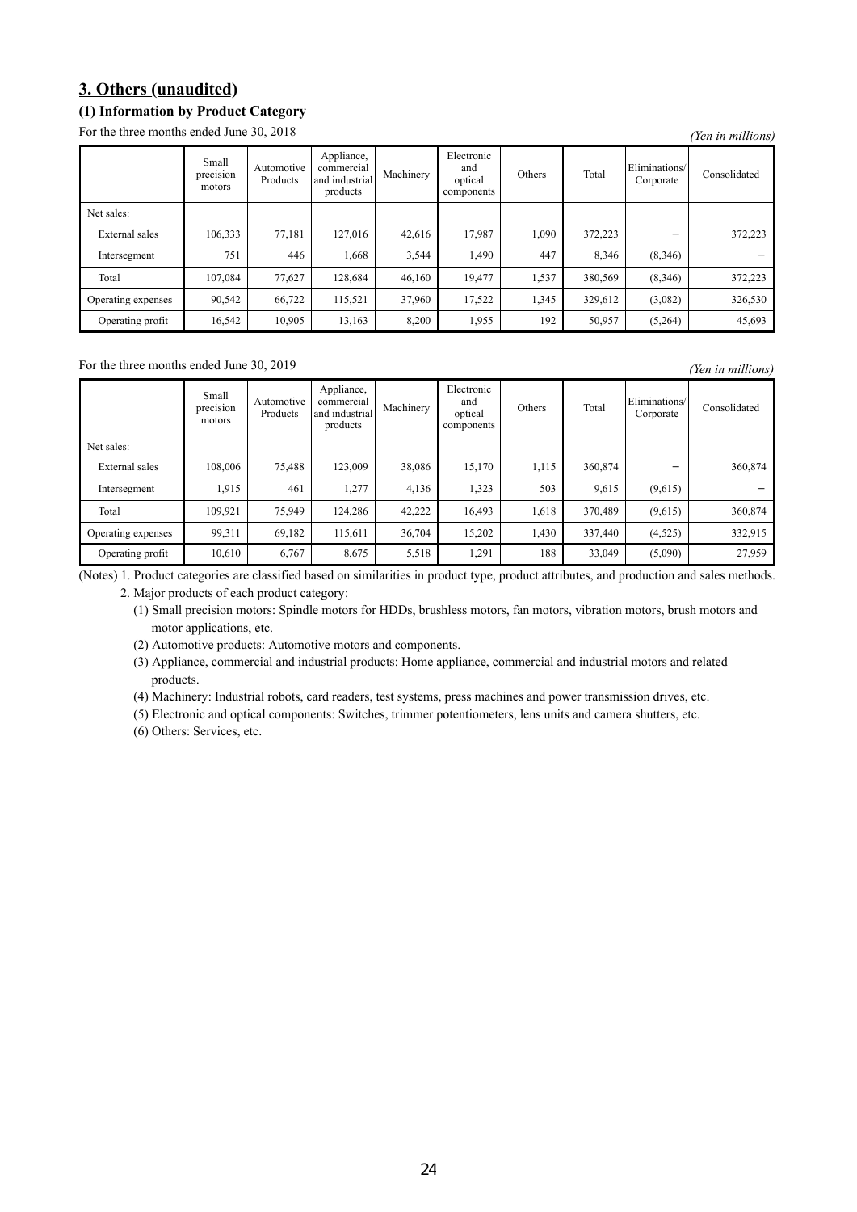## 3. Others (unaudited)

### (1) Information by Product Category

For the three months ended June 30, 2018

*(Yen in millions)*

| | Small precision motors | Automotive Products | Appliance, commercial and industrial products | Machinery | Electronic and optical components | Others | Total | Eliminations/ Corporate | Consolidated |
|---|---|---|---|---|---|---|---|---|---|
| Net sales: | | | | | | | | | |
| External sales | 106,333 | 77,181 | 127,016 | 42,616 | 17,987 | 1,090 | 372,223 | − | 372,223 |
| Intersegment | 751 | 446 | 1,668 | 3,544 | 1,490 | 447 | 8,346 | (8,346) | − |
| Total | 107,084 | 77,627 | 128,684 | 46,160 | 19,477 | 1,537 | 380,569 | (8,346) | 372,223 |
| Operating expenses | 90,542 | 66,722 | 115,521 | 37,960 | 17,522 | 1,345 | 329,612 | (3,082) | 326,530 |
| Operating profit | 16,542 | 10,905 | 13,163 | 8,200 | 1,955 | 192 | 50,957 | (5,264) | 45,693 |

For the three months ended June 30, 2019

*(Yen in millions)*

| | Small precision motors | Automotive Products | Appliance, commercial and industrial products | Machinery | Electronic and optical components | Others | Total | Eliminations/ Corporate | Consolidated |
|---|---|---|---|---|---|---|---|---|---|
| Net sales: | | | | | | | | | |
| External sales | 108,006 | 75,488 | 123,009 | 38,086 | 15,170 | 1,115 | 360,874 | − | 360,874 |
| Intersegment | 1,915 | 461 | 1,277 | 4,136 | 1,323 | 503 | 9,615 | (9,615) | − |
| Total | 109,921 | 75,949 | 124,286 | 42,222 | 16,493 | 1,618 | 370,489 | (9,615) | 360,874 |
| Operating expenses | 99,311 | 69,182 | 115,611 | 36,704 | 15,202 | 1,430 | 337,440 | (4,525) | 332,915 |
| Operating profit | 10,610 | 6,767 | 8,675 | 5,518 | 1,291 | 188 | 33,049 | (5,090) | 27,959 |

(Notes) 1. Product categories are classified based on similarities in product type, product attributes, and production and sales methods.

2. Major products of each product category:

(1) Small precision motors: Spindle motors for HDDs, brushless motors, fan motors, vibration motors, brush motors and motor applications, etc.

(2) Automotive products: Automotive motors and components.

(3) Appliance, commercial and industrial products: Home appliance, commercial and industrial motors and related products.

(4) Machinery: Industrial robots, card readers, test systems, press machines and power transmission drives, etc.

(5) Electronic and optical components: Switches, trimmer potentiometers, lens units and camera shutters, etc.

(6) Others: Services, etc.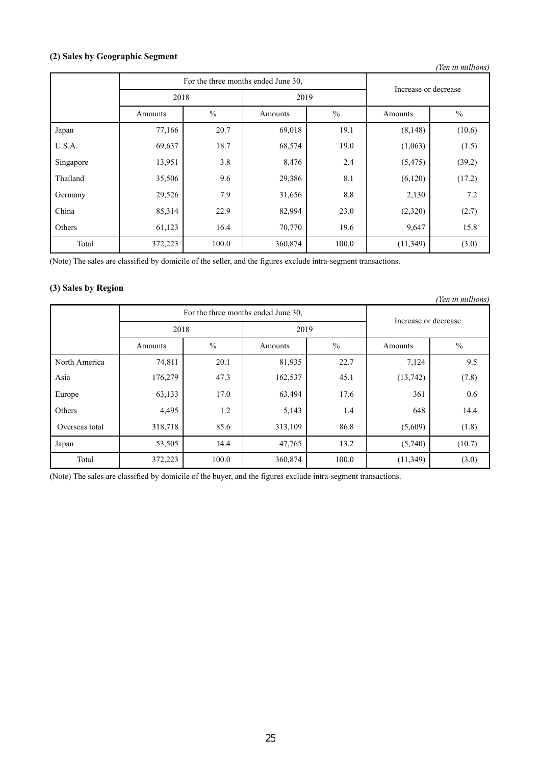### (2) Sales by Geographic Segment

*(Yen in millions)*

| | For the three months ended June 30, | | | | Increase or decrease | |
|---|---|---|---|---|---|---|
| | 2018 | | 2019 | | | |
| | Amounts | % | Amounts | % | Amounts | % |
| Japan | 77,166 | 20.7 | 69,018 | 19.1 | (8,148) | (10.6) |
| U.S.A. | 69,637 | 18.7 | 68,574 | 19.0 | (1,063) | (1.5) |
| Singapore | 13,951 | 3.8 | 8,476 | 2.4 | (5,475) | (39.2) |
| Thailand | 35,506 | 9.6 | 29,386 | 8.1 | (6,120) | (17.2) |
| Germany | 29,526 | 7.9 | 31,656 | 8.8 | 2,130 | 7.2 |
| China | 85,314 | 22.9 | 82,994 | 23.0 | (2,320) | (2.7) |
| Others | 61,123 | 16.4 | 70,770 | 19.6 | 9,647 | 15.8 |
| Total | 372,223 | 100.0 | 360,874 | 100.0 | (11,349) | (3.0) |

(Note) The sales are classified by domicile of the seller, and the figures exclude intra-segment transactions.

### (3) Sales by Region

*(Yen in millions)*

| | For the three months ended June 30, | | | | Increase or decrease | |
|---|---|---|---|---|---|---|
| | 2018 | | 2019 | | | |
| | Amounts | % | Amounts | % | Amounts | % |
| North America | 74,811 | 20.1 | 81,935 | 22.7 | 7,124 | 9.5 |
| Asia | 176,279 | 47.3 | 162,537 | 45.1 | (13,742) | (7.8) |
| Europe | 63,133 | 17.0 | 63,494 | 17.6 | 361 | 0.6 |
| Others | 4,495 | 1.2 | 5,143 | 1.4 | 648 | 14.4 |
| Overseas total | 318,718 | 85.6 | 313,109 | 86.8 | (5,609) | (1.8) |
| Japan | 53,505 | 14.4 | 47,765 | 13.2 | (5,740) | (10.7) |
| Total | 372,223 | 100.0 | 360,874 | 100.0 | (11,349) | (3.0) |

(Note) The sales are classified by domicile of the buyer, and the figures exclude intra-segment transactions.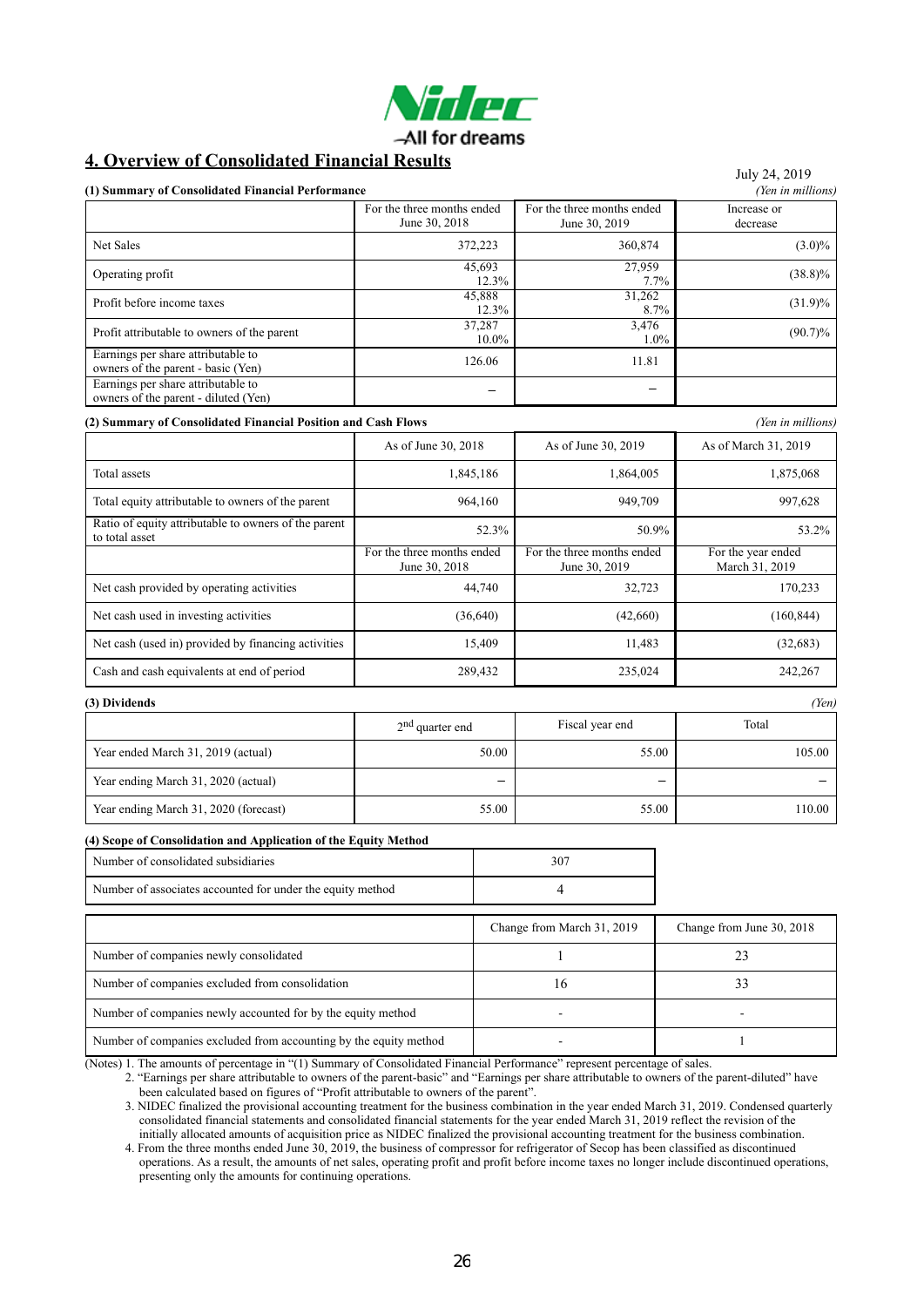## 4. Overview of Consolidated Financial Results

July 24, 2019

**(1) Summary of Consolidated Financial Performance** *(Yen in millions)*

| | For the three months ended June 30, 2018 | For the three months ended June 30, 2019 | Increase or decrease |
|---|---|---|---|
| Net Sales | 372,223 | 360,874 | (3.0)% |
| Operating profit | 45,693<br>12.3% | 27,959<br>7.7% | (38.8)% |
| Profit before income taxes | 45,888<br>12.3% | 31,262<br>8.7% | (31.9)% |
| Profit attributable to owners of the parent | 37,287<br>10.0% | 3,476<br>1.0% | (90.7)% |
| Earnings per share attributable to owners of the parent - basic (Yen) | 126.06 | 11.81 | |
| Earnings per share attributable to owners of the parent - diluted (Yen) | – | – | |

**(2) Summary of Consolidated Financial Position and Cash Flows** *(Yen in millions)*

| | As of June 30, 2018 | As of June 30, 2019 | As of March 31, 2019 |
|---|---|---|---|
| Total assets | 1,845,186 | 1,864,005 | 1,875,068 |
| Total equity attributable to owners of the parent | 964,160 | 949,709 | 997,628 |
| Ratio of equity attributable to owners of the parent to total asset | 52.3% | 50.9% | 53.2% |
| | For the three months ended June 30, 2018 | For the three months ended June 30, 2019 | For the year ended March 31, 2019 |
| Net cash provided by operating activities | 44,740 | 32,723 | 170,233 |
| Net cash used in investing activities | (36,640) | (42,660) | (160,844) |
| Net cash (used in) provided by financing activities | 15,409 | 11,483 | (32,683) |
| Cash and cash equivalents at end of period | 289,432 | 235,024 | 242,267 |

**(3) Dividends** *(Yen)*

| | 2nd quarter end | Fiscal year end | Total |
|---|---|---|---|
| Year ended March 31, 2019 (actual) | 50.00 | 55.00 | 105.00 |
| Year ending March 31, 2020 (actual) | – | – | – |
| Year ending March 31, 2020 (forecast) | 55.00 | 55.00 | 110.00 |

**(4) Scope of Consolidation and Application of the Equity Method**

| | |
|---|---|
| Number of consolidated subsidiaries | 307 |
| Number of associates accounted for under the equity method | 4 |

| | Change from March 31, 2019 | Change from June 30, 2018 |
|---|---|---|
| Number of companies newly consolidated | 1 | 23 |
| Number of companies excluded from consolidation | 16 | 33 |
| Number of companies newly accounted for by the equity method | - | - |
| Number of companies excluded from accounting by the equity method | - | 1 |

(Notes) 1. The amounts of percentage in "(1) Summary of Consolidated Financial Performance" represent percentage of sales.

2. "Earnings per share attributable to owners of the parent-basic" and "Earnings per share attributable to owners of the parent-diluted" have been calculated based on figures of "Profit attributable to owners of the parent".

3. NIDEC finalized the provisional accounting treatment for the business combination in the year ended March 31, 2019. Condensed quarterly consolidated financial statements and consolidated financial statements for the year ended March 31, 2019 reflect the revision of the initially allocated amounts of acquisition price as NIDEC finalized the provisional accounting treatment for the business combination.

4. From the three months ended June 30, 2019, the business of compressor for refrigerator of Secop has been classified as discontinued operations. As a result, the amounts of net sales, operating profit and profit before income taxes no longer include discontinued operations, presenting only the amounts for continuing operations.